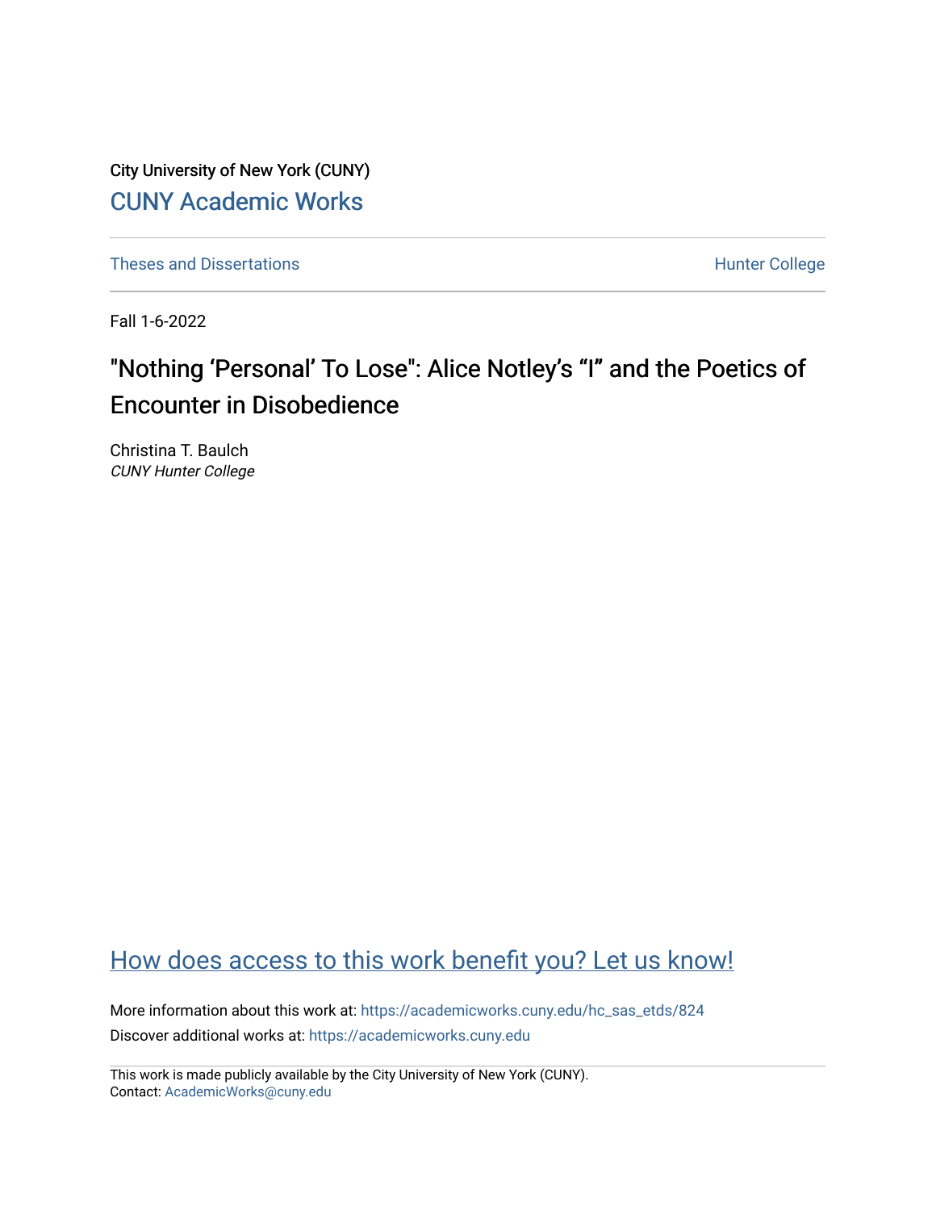City University of New York (CUNY)

CUNY Academic Works

Theses and Dissertations

Hunter College

Fall 1-6-2022

# "Nothing 'Personal' To Lose": Alice Notley's "I" and the Poetics of Encounter in Disobedience

Christina T. Baulch
*CUNY Hunter College*

How does access to this work benefit you? Let us know!

More information about this work at: https://academicworks.cuny.edu/hc_sas_etds/824

Discover additional works at: https://academicworks.cuny.edu

This work is made publicly available by the City University of New York (CUNY).
Contact: AcademicWorks@cuny.edu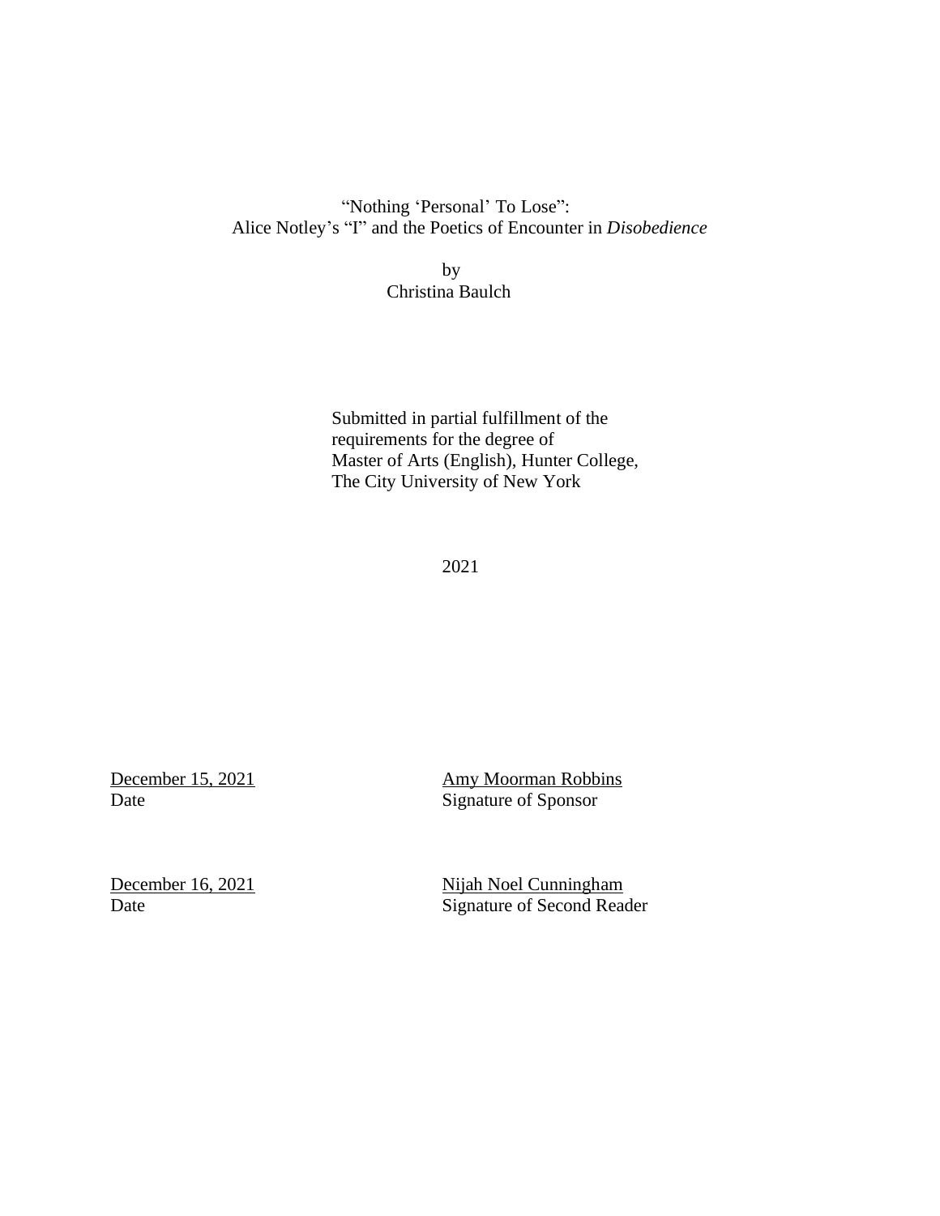# "Nothing 'Personal' To Lose": Alice Notley's "I" and the Poetics of Encounter in *Disobedience*

by
Christina Baulch

Submitted in partial fulfillment of the
requirements for the degree of
Master of Arts (English), Hunter College,
The City University of New York

2021

<u>December 15, 2021</u>
Date

<u>Amy Moorman Robbins</u>
Signature of Sponsor

<u>December 16, 2021</u>
Date

<u>Nijah Noel Cunningham</u>
Signature of Second Reader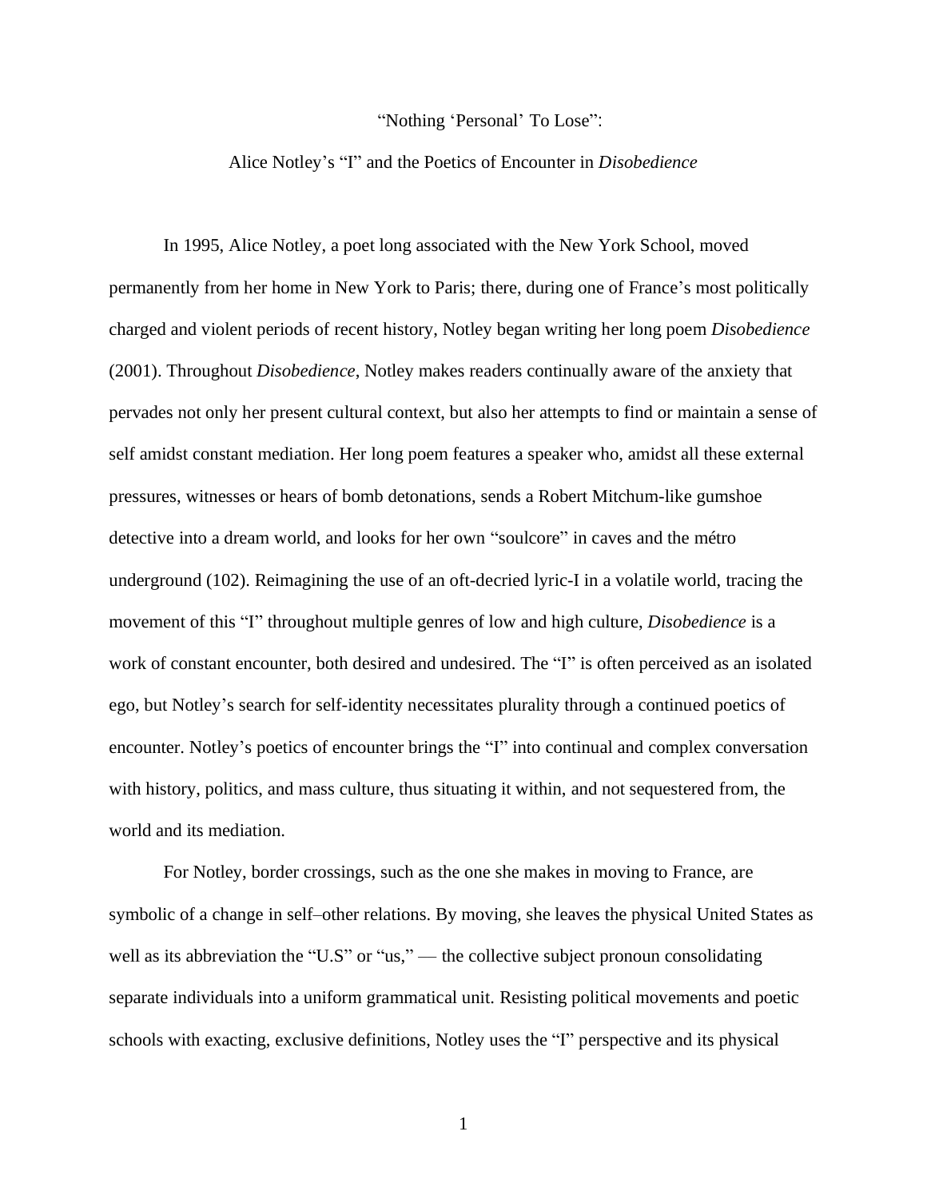# "Nothing 'Personal' To Lose":

## Alice Notley's "I" and the Poetics of Encounter in *Disobedience*

In 1995, Alice Notley, a poet long associated with the New York School, moved permanently from her home in New York to Paris; there, during one of France's most politically charged and violent periods of recent history, Notley began writing her long poem *Disobedience* (2001). Throughout *Disobedience*, Notley makes readers continually aware of the anxiety that pervades not only her present cultural context, but also her attempts to find or maintain a sense of self amidst constant mediation. Her long poem features a speaker who, amidst all these external pressures, witnesses or hears of bomb detonations, sends a Robert Mitchum-like gumshoe detective into a dream world, and looks for her own "soulcore" in caves and the métro underground (102). Reimagining the use of an oft-decried lyric-I in a volatile world, tracing the movement of this "I" throughout multiple genres of low and high culture, *Disobedience* is a work of constant encounter, both desired and undesired. The "I" is often perceived as an isolated ego, but Notley's search for self-identity necessitates plurality through a continued poetics of encounter. Notley's poetics of encounter brings the "I" into continual and complex conversation with history, politics, and mass culture, thus situating it within, and not sequestered from, the world and its mediation.

For Notley, border crossings, such as the one she makes in moving to France, are symbolic of a change in self–other relations. By moving, she leaves the physical United States as well as its abbreviation the "U.S" or "us," — the collective subject pronoun consolidating separate individuals into a uniform grammatical unit. Resisting political movements and poetic schools with exacting, exclusive definitions, Notley uses the "I" perspective and its physical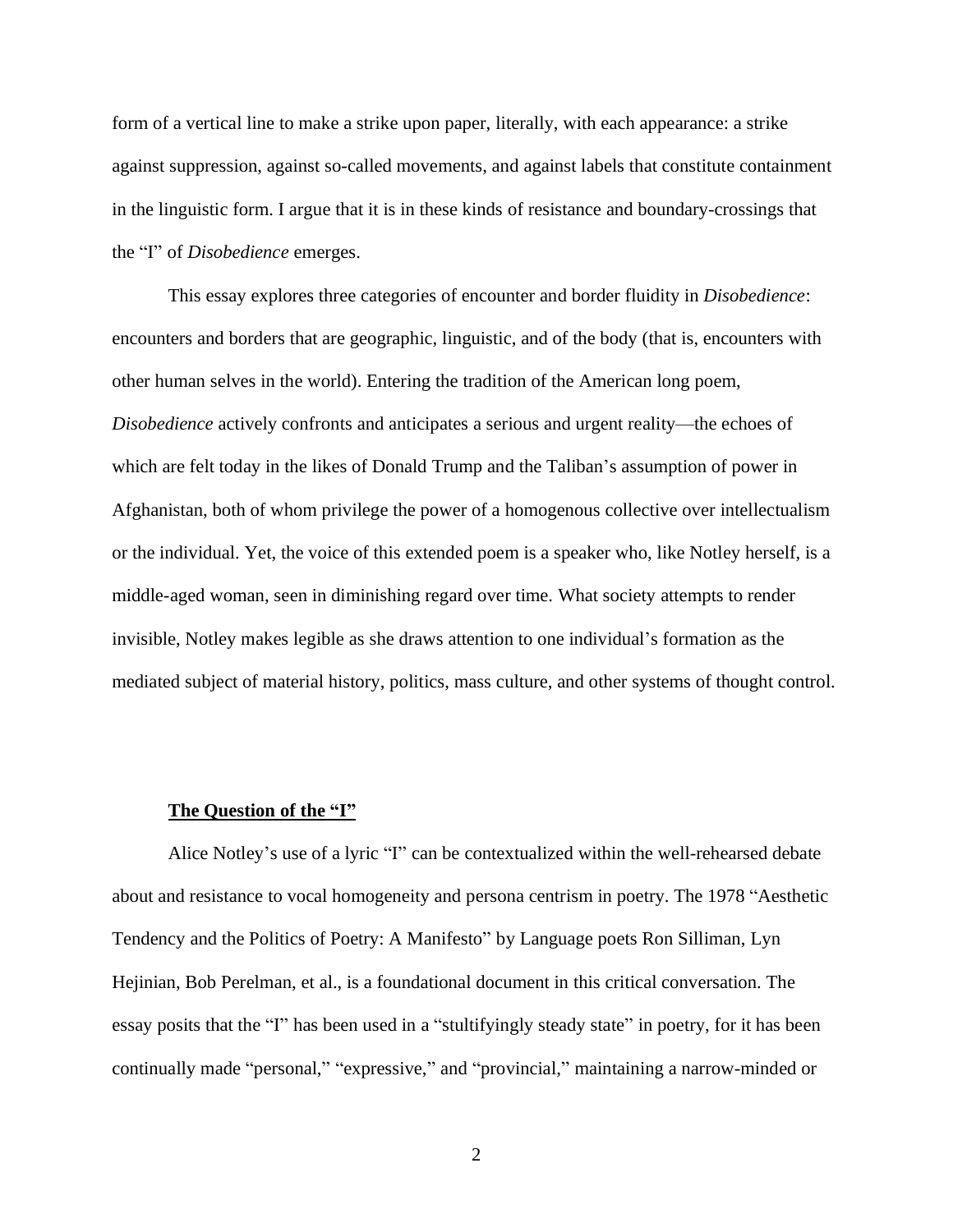form of a vertical line to make a strike upon paper, literally, with each appearance: a strike against suppression, against so-called movements, and against labels that constitute containment in the linguistic form. I argue that it is in these kinds of resistance and boundary-crossings that the "I" of *Disobedience* emerges.

This essay explores three categories of encounter and border fluidity in *Disobedience*: encounters and borders that are geographic, linguistic, and of the body (that is, encounters with other human selves in the world). Entering the tradition of the American long poem, *Disobedience* actively confronts and anticipates a serious and urgent reality—the echoes of which are felt today in the likes of Donald Trump and the Taliban's assumption of power in Afghanistan, both of whom privilege the power of a homogenous collective over intellectualism or the individual. Yet, the voice of this extended poem is a speaker who, like Notley herself, is a middle-aged woman, seen in diminishing regard over time. What society attempts to render invisible, Notley makes legible as she draws attention to one individual's formation as the mediated subject of material history, politics, mass culture, and other systems of thought control.

## **The Question of the "I"**

Alice Notley's use of a lyric "I" can be contextualized within the well-rehearsed debate about and resistance to vocal homogeneity and persona centrism in poetry. The 1978 "Aesthetic Tendency and the Politics of Poetry: A Manifesto" by Language poets Ron Silliman, Lyn Hejinian, Bob Perelman, et al., is a foundational document in this critical conversation. The essay posits that the "I" has been used in a "stultifyingly steady state" in poetry, for it has been continually made "personal," "expressive," and "provincial," maintaining a narrow-minded or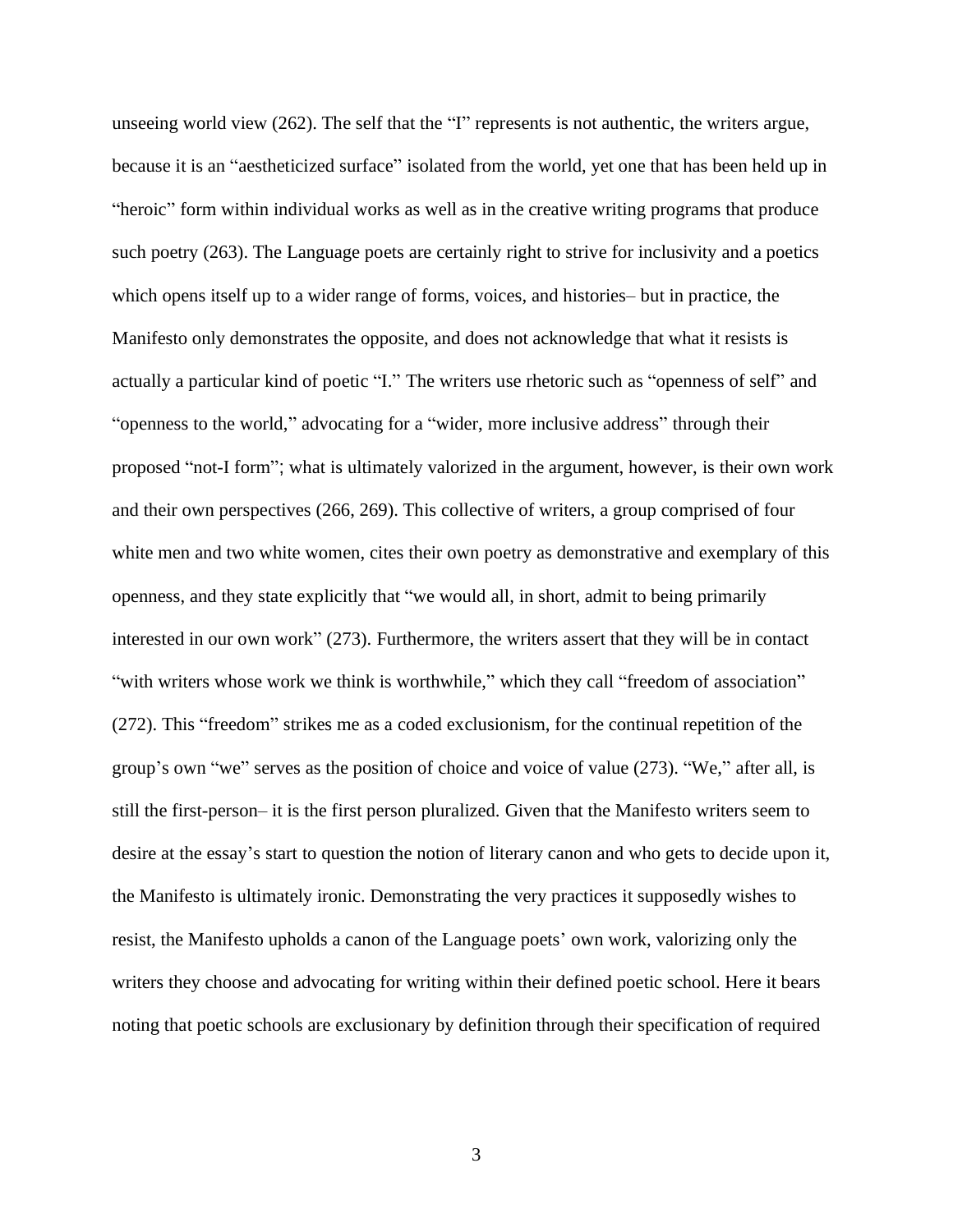unseeing world view (262). The self that the "I" represents is not authentic, the writers argue, because it is an "aestheticized surface" isolated from the world, yet one that has been held up in "heroic" form within individual works as well as in the creative writing programs that produce such poetry (263). The Language poets are certainly right to strive for inclusivity and a poetics which opens itself up to a wider range of forms, voices, and histories– but in practice, the Manifesto only demonstrates the opposite, and does not acknowledge that what it resists is actually a particular kind of poetic "I." The writers use rhetoric such as "openness of self" and "openness to the world," advocating for a "wider, more inclusive address" through their proposed "not-I form"; what is ultimately valorized in the argument, however, is their own work and their own perspectives (266, 269). This collective of writers, a group comprised of four white men and two white women, cites their own poetry as demonstrative and exemplary of this openness, and they state explicitly that "we would all, in short, admit to being primarily interested in our own work" (273). Furthermore, the writers assert that they will be in contact "with writers whose work we think is worthwhile," which they call "freedom of association" (272). This "freedom" strikes me as a coded exclusionism, for the continual repetition of the group's own "we" serves as the position of choice and voice of value (273). "We," after all, is still the first-person– it is the first person pluralized. Given that the Manifesto writers seem to desire at the essay's start to question the notion of literary canon and who gets to decide upon it, the Manifesto is ultimately ironic. Demonstrating the very practices it supposedly wishes to resist, the Manifesto upholds a canon of the Language poets' own work, valorizing only the writers they choose and advocating for writing within their defined poetic school. Here it bears noting that poetic schools are exclusionary by definition through their specification of required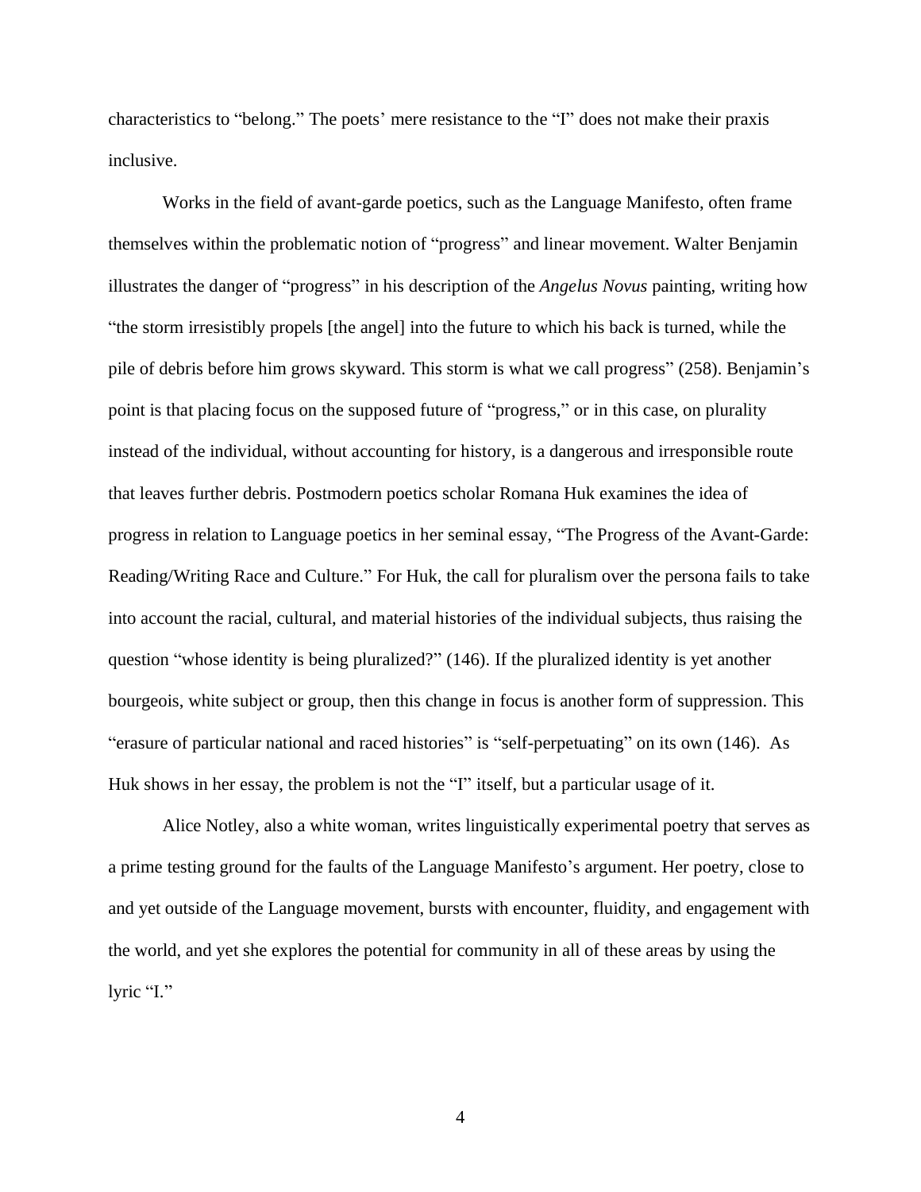characteristics to "belong." The poets' mere resistance to the "I" does not make their praxis inclusive.

Works in the field of avant-garde poetics, such as the Language Manifesto, often frame themselves within the problematic notion of "progress" and linear movement. Walter Benjamin illustrates the danger of "progress" in his description of the *Angelus Novus* painting, writing how "the storm irresistibly propels [the angel] into the future to which his back is turned, while the pile of debris before him grows skyward. This storm is what we call progress" (258). Benjamin's point is that placing focus on the supposed future of "progress," or in this case, on plurality instead of the individual, without accounting for history, is a dangerous and irresponsible route that leaves further debris. Postmodern poetics scholar Romana Huk examines the idea of progress in relation to Language poetics in her seminal essay, "The Progress of the Avant-Garde: Reading/Writing Race and Culture." For Huk, the call for pluralism over the persona fails to take into account the racial, cultural, and material histories of the individual subjects, thus raising the question "whose identity is being pluralized?" (146). If the pluralized identity is yet another bourgeois, white subject or group, then this change in focus is another form of suppression. This "erasure of particular national and raced histories" is "self-perpetuating" on its own (146). As Huk shows in her essay, the problem is not the "I" itself, but a particular usage of it.

Alice Notley, also a white woman, writes linguistically experimental poetry that serves as a prime testing ground for the faults of the Language Manifesto's argument. Her poetry, close to and yet outside of the Language movement, bursts with encounter, fluidity, and engagement with the world, and yet she explores the potential for community in all of these areas by using the lyric "I."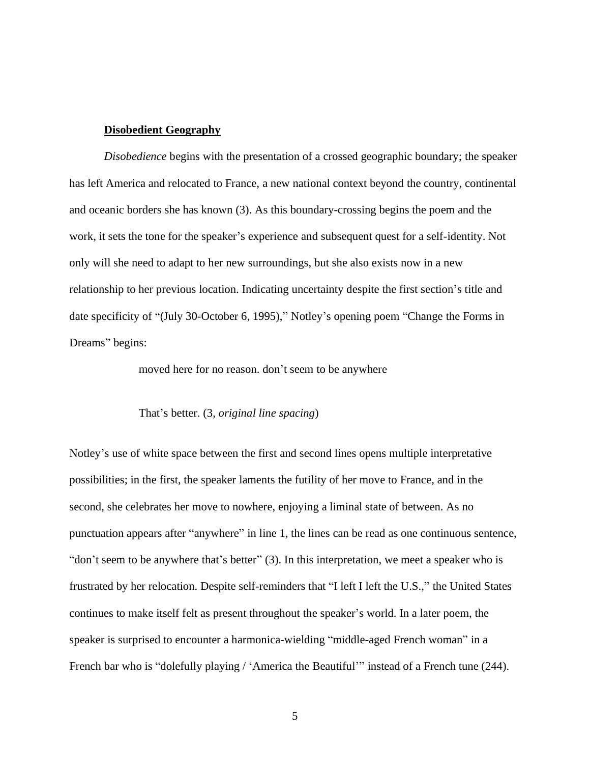## **Disobedient Geography**

*Disobedience* begins with the presentation of a crossed geographic boundary; the speaker has left America and relocated to France, a new national context beyond the country, continental and oceanic borders she has known (3). As this boundary-crossing begins the poem and the work, it sets the tone for the speaker's experience and subsequent quest for a self-identity. Not only will she need to adapt to her new surroundings, but she also exists now in a new relationship to her previous location. Indicating uncertainty despite the first section's title and date specificity of "(July 30-October 6, 1995)," Notley's opening poem "Change the Forms in Dreams" begins:

> moved here for no reason. don't seem to be anywhere
>
> That's better. (3, *original line spacing*)

Notley's use of white space between the first and second lines opens multiple interpretative possibilities; in the first, the speaker laments the futility of her move to France, and in the second, she celebrates her move to nowhere, enjoying a liminal state of between. As no punctuation appears after "anywhere" in line 1, the lines can be read as one continuous sentence, "don't seem to be anywhere that's better" (3). In this interpretation, we meet a speaker who is frustrated by her relocation. Despite self-reminders that "I left I left the U.S.," the United States continues to make itself felt as present throughout the speaker's world. In a later poem, the speaker is surprised to encounter a harmonica-wielding "middle-aged French woman" in a French bar who is "dolefully playing / 'America the Beautiful'" instead of a French tune (244).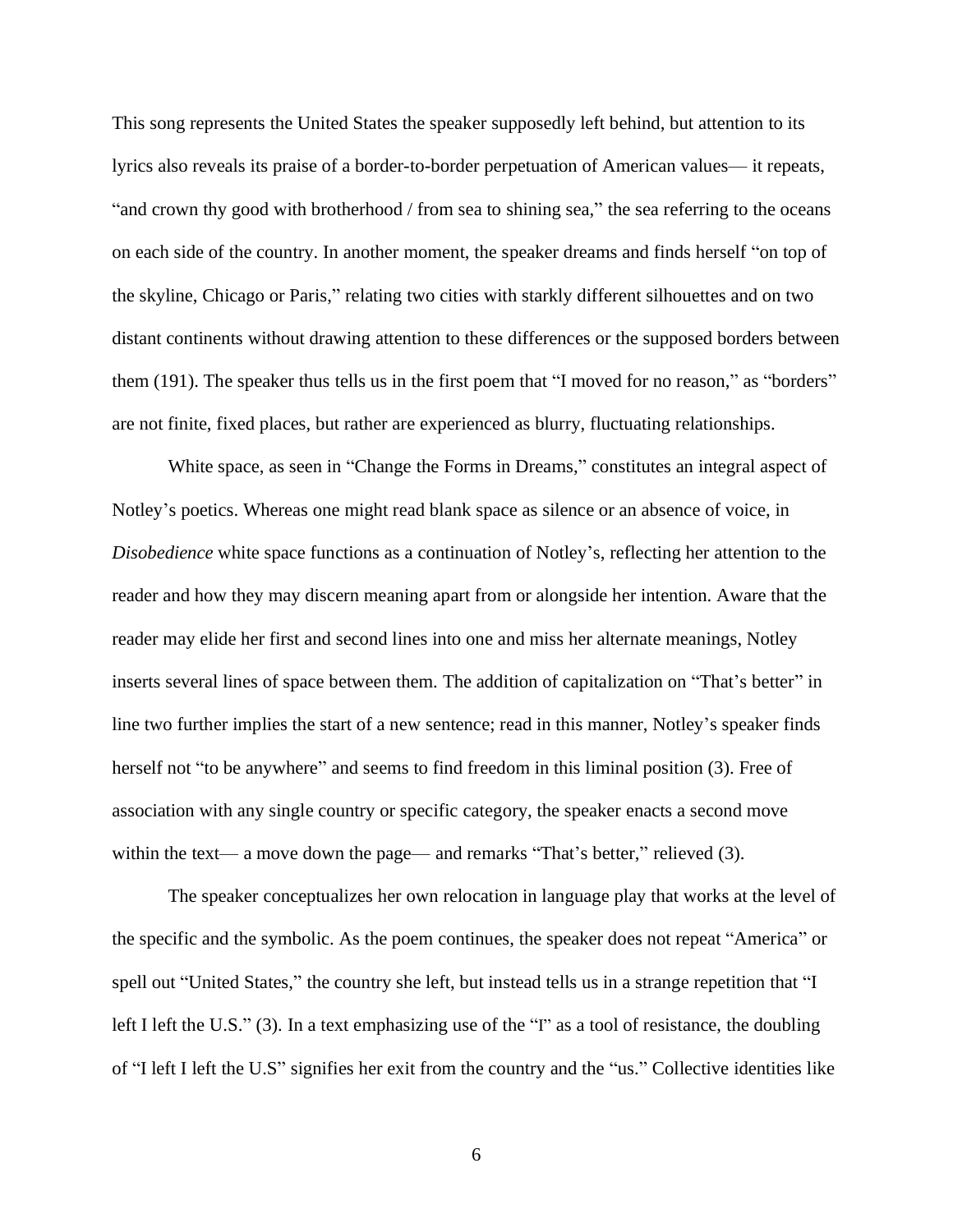This song represents the United States the speaker supposedly left behind, but attention to its lyrics also reveals its praise of a border-to-border perpetuation of American values— it repeats, "and crown thy good with brotherhood / from sea to shining sea," the sea referring to the oceans on each side of the country. In another moment, the speaker dreams and finds herself "on top of the skyline, Chicago or Paris," relating two cities with starkly different silhouettes and on two distant continents without drawing attention to these differences or the supposed borders between them (191). The speaker thus tells us in the first poem that "I moved for no reason," as "borders" are not finite, fixed places, but rather are experienced as blurry, fluctuating relationships.

White space, as seen in "Change the Forms in Dreams," constitutes an integral aspect of Notley's poetics. Whereas one might read blank space as silence or an absence of voice, in *Disobedience* white space functions as a continuation of Notley's, reflecting her attention to the reader and how they may discern meaning apart from or alongside her intention. Aware that the reader may elide her first and second lines into one and miss her alternate meanings, Notley inserts several lines of space between them. The addition of capitalization on "That's better" in line two further implies the start of a new sentence; read in this manner, Notley's speaker finds herself not "to be anywhere" and seems to find freedom in this liminal position (3). Free of association with any single country or specific category, the speaker enacts a second move within the text— a move down the page— and remarks "That's better," relieved (3).

The speaker conceptualizes her own relocation in language play that works at the level of the specific and the symbolic. As the poem continues, the speaker does not repeat "America" or spell out "United States," the country she left, but instead tells us in a strange repetition that "I left I left the U.S." (3). In a text emphasizing use of the "I" as a tool of resistance, the doubling of "I left I left the U.S" signifies her exit from the country and the "us." Collective identities like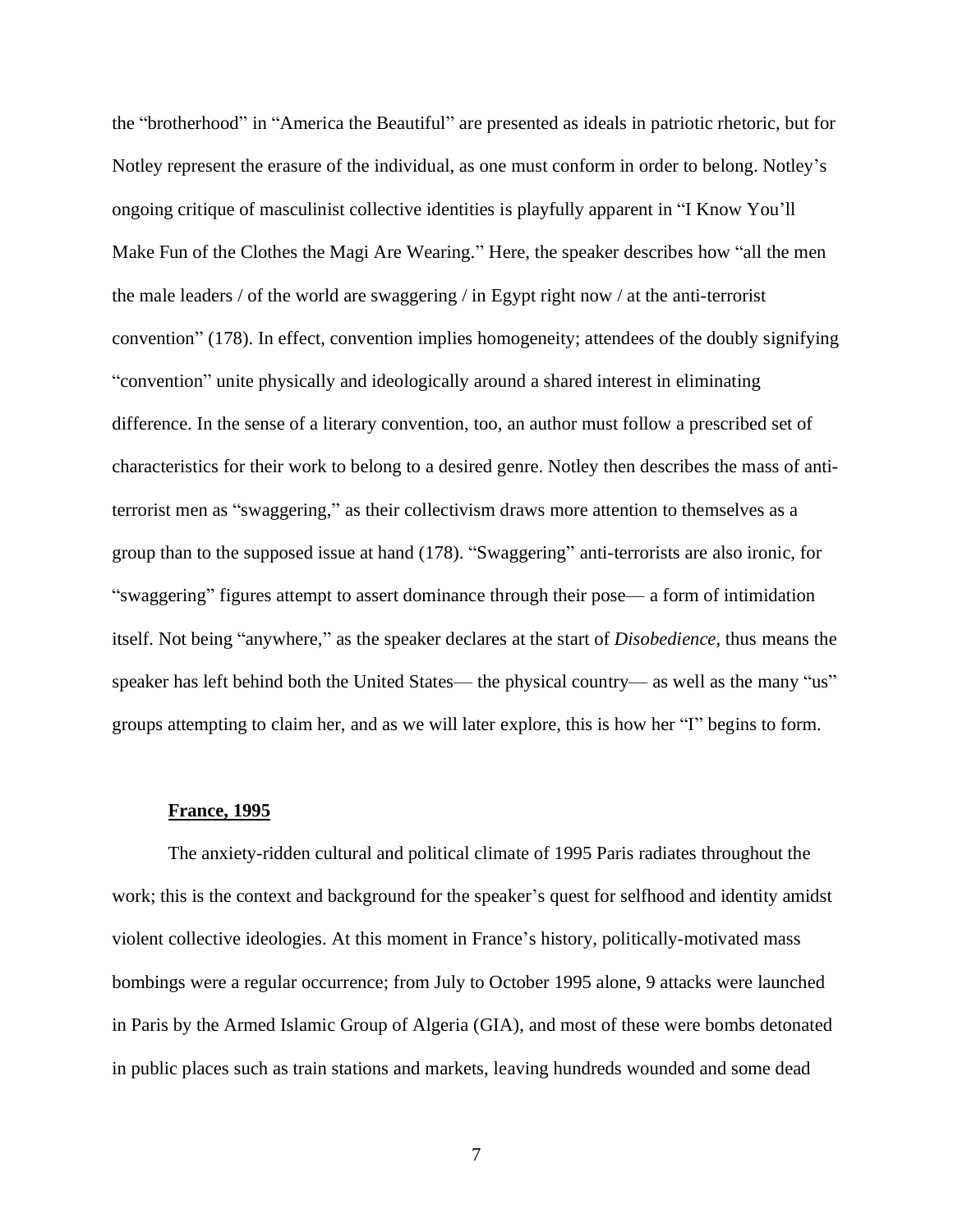the "brotherhood" in "America the Beautiful" are presented as ideals in patriotic rhetoric, but for Notley represent the erasure of the individual, as one must conform in order to belong. Notley's ongoing critique of masculinist collective identities is playfully apparent in "I Know You'll Make Fun of the Clothes the Magi Are Wearing." Here, the speaker describes how "all the men the male leaders / of the world are swaggering / in Egypt right now / at the anti-terrorist convention" (178). In effect, convention implies homogeneity; attendees of the doubly signifying "convention" unite physically and ideologically around a shared interest in eliminating difference. In the sense of a literary convention, too, an author must follow a prescribed set of characteristics for their work to belong to a desired genre. Notley then describes the mass of anti-terrorist men as "swaggering," as their collectivism draws more attention to themselves as a group than to the supposed issue at hand (178). "Swaggering" anti-terrorists are also ironic, for "swaggering" figures attempt to assert dominance through their pose— a form of intimidation itself. Not being "anywhere," as the speaker declares at the start of *Disobedience*, thus means the speaker has left behind both the United States— the physical country— as well as the many "us" groups attempting to claim her, and as we will later explore, this is how her "I" begins to form.

## **France, 1995**

The anxiety-ridden cultural and political climate of 1995 Paris radiates throughout the work; this is the context and background for the speaker's quest for selfhood and identity amidst violent collective ideologies. At this moment in France's history, politically-motivated mass bombings were a regular occurrence; from July to October 1995 alone, 9 attacks were launched in Paris by the Armed Islamic Group of Algeria (GIA), and most of these were bombs detonated in public places such as train stations and markets, leaving hundreds wounded and some dead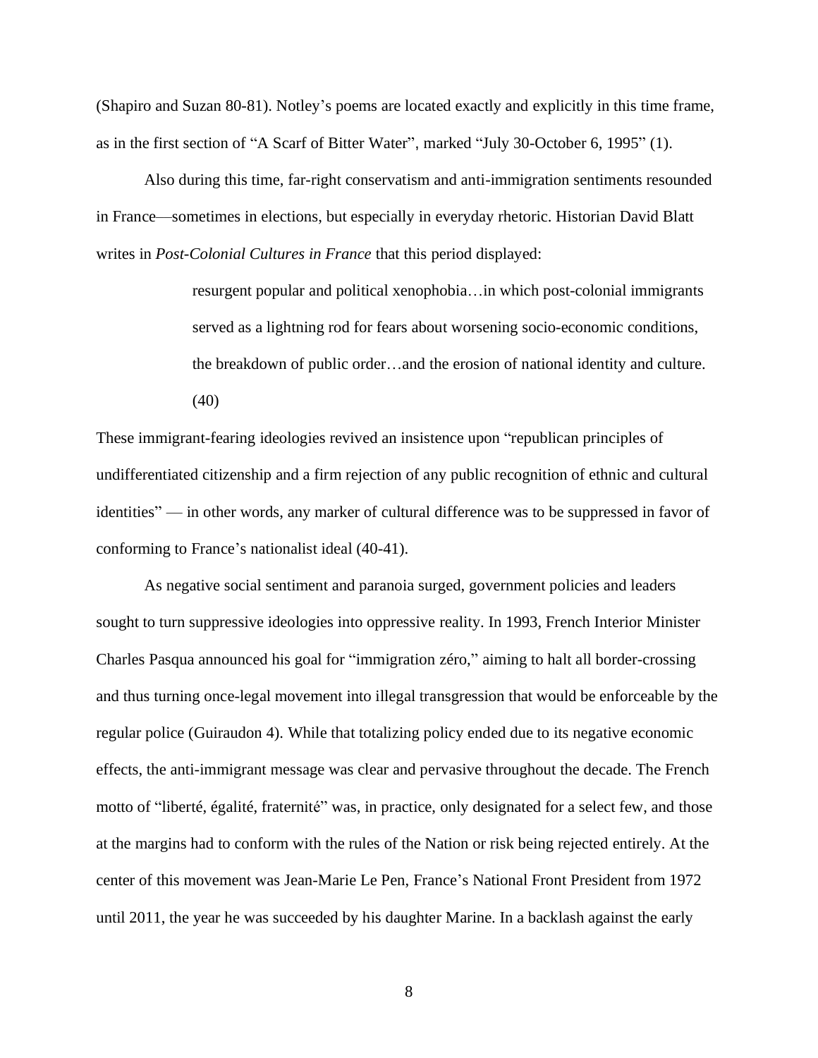(Shapiro and Suzan 80-81). Notley's poems are located exactly and explicitly in this time frame, as in the first section of "A Scarf of Bitter Water", marked "July 30-October 6, 1995" (1).

Also during this time, far-right conservatism and anti-immigration sentiments resounded in France—sometimes in elections, but especially in everyday rhetoric. Historian David Blatt writes in *Post-Colonial Cultures in France* that this period displayed:

> resurgent popular and political xenophobia…in which post-colonial immigrants served as a lightning rod for fears about worsening socio-economic conditions, the breakdown of public order…and the erosion of national identity and culture. (40)

These immigrant-fearing ideologies revived an insistence upon "republican principles of undifferentiated citizenship and a firm rejection of any public recognition of ethnic and cultural identities" — in other words, any marker of cultural difference was to be suppressed in favor of conforming to France's nationalist ideal (40-41).

As negative social sentiment and paranoia surged, government policies and leaders sought to turn suppressive ideologies into oppressive reality. In 1993, French Interior Minister Charles Pasqua announced his goal for "immigration zéro," aiming to halt all border-crossing and thus turning once-legal movement into illegal transgression that would be enforceable by the regular police (Guiraudon 4). While that totalizing policy ended due to its negative economic effects, the anti-immigrant message was clear and pervasive throughout the decade. The French motto of "liberté, égalité, fraternité" was, in practice, only designated for a select few, and those at the margins had to conform with the rules of the Nation or risk being rejected entirely. At the center of this movement was Jean-Marie Le Pen, France's National Front President from 1972 until 2011, the year he was succeeded by his daughter Marine. In a backlash against the early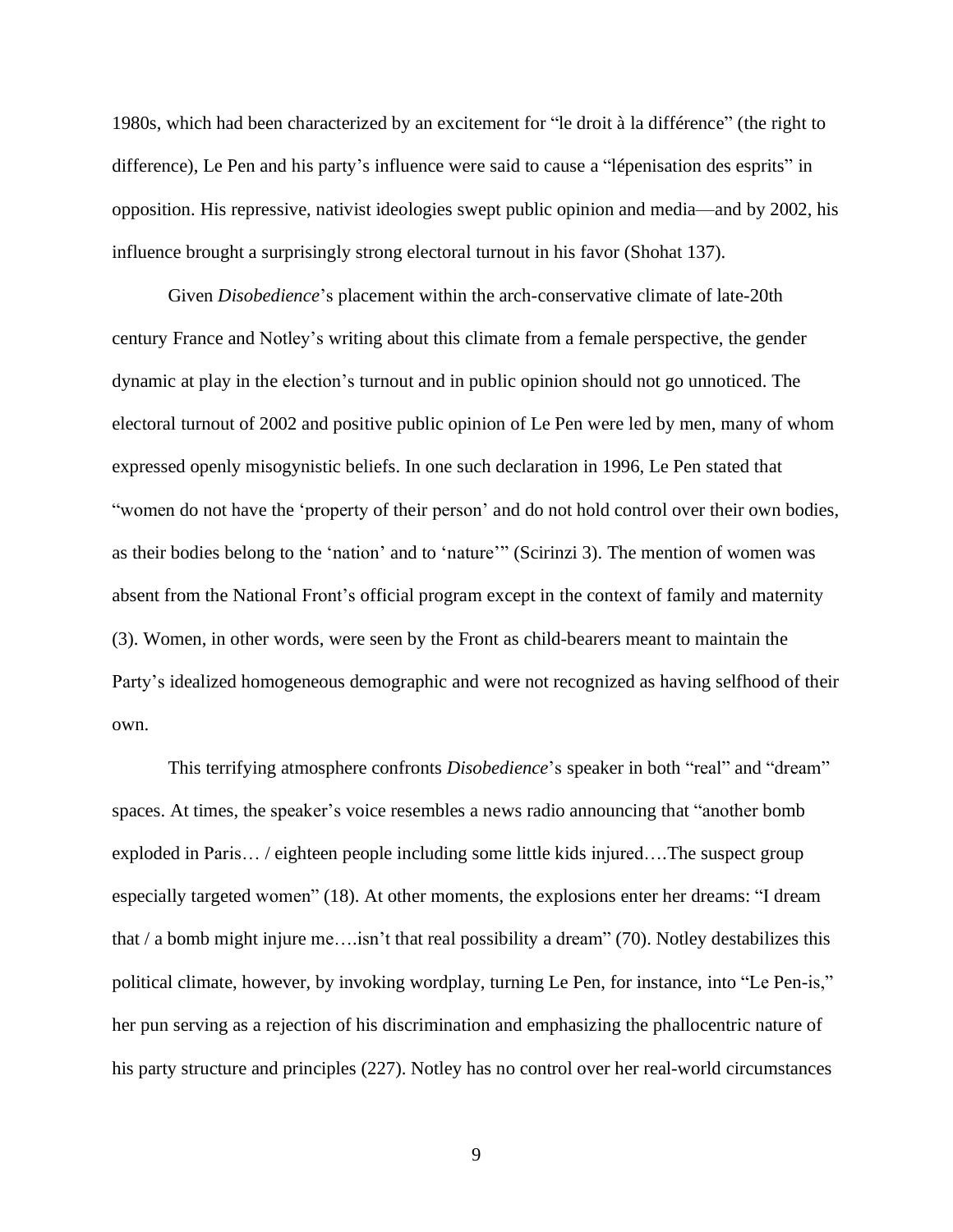1980s, which had been characterized by an excitement for "le droit à la différence" (the right to difference), Le Pen and his party's influence were said to cause a "lépenisation des esprits" in opposition. His repressive, nativist ideologies swept public opinion and media—and by 2002, his influence brought a surprisingly strong electoral turnout in his favor (Shohat 137).

Given *Disobedience*'s placement within the arch-conservative climate of late-20th century France and Notley's writing about this climate from a female perspective, the gender dynamic at play in the election's turnout and in public opinion should not go unnoticed. The electoral turnout of 2002 and positive public opinion of Le Pen were led by men, many of whom expressed openly misogynistic beliefs. In one such declaration in 1996, Le Pen stated that "women do not have the 'property of their person' and do not hold control over their own bodies, as their bodies belong to the 'nation' and to 'nature'" (Scirinzi 3). The mention of women was absent from the National Front's official program except in the context of family and maternity (3). Women, in other words, were seen by the Front as child-bearers meant to maintain the Party's idealized homogeneous demographic and were not recognized as having selfhood of their own.

This terrifying atmosphere confronts *Disobedience*'s speaker in both "real" and "dream" spaces. At times, the speaker's voice resembles a news radio announcing that "another bomb exploded in Paris… / eighteen people including some little kids injured….The suspect group especially targeted women" (18). At other moments, the explosions enter her dreams: "I dream that / a bomb might injure me….isn't that real possibility a dream" (70). Notley destabilizes this political climate, however, by invoking wordplay, turning Le Pen, for instance, into "Le Pen-is," her pun serving as a rejection of his discrimination and emphasizing the phallocentric nature of his party structure and principles (227). Notley has no control over her real-world circumstances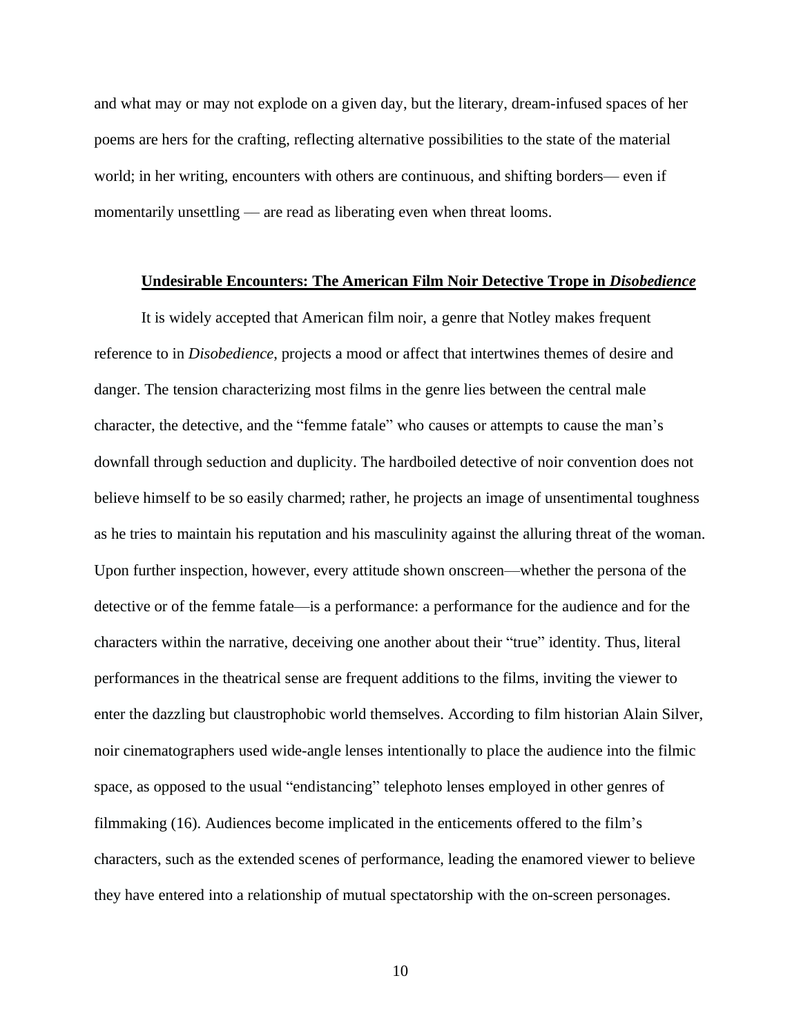and what may or may not explode on a given day, but the literary, dream-infused spaces of her poems are hers for the crafting, reflecting alternative possibilities to the state of the material world; in her writing, encounters with others are continuous, and shifting borders— even if momentarily unsettling — are read as liberating even when threat looms.

## **Undesirable Encounters: The American Film Noir Detective Trope in *Disobedience***

It is widely accepted that American film noir, a genre that Notley makes frequent reference to in *Disobedience*, projects a mood or affect that intertwines themes of desire and danger. The tension characterizing most films in the genre lies between the central male character, the detective, and the "femme fatale" who causes or attempts to cause the man's downfall through seduction and duplicity. The hardboiled detective of noir convention does not believe himself to be so easily charmed; rather, he projects an image of unsentimental toughness as he tries to maintain his reputation and his masculinity against the alluring threat of the woman. Upon further inspection, however, every attitude shown onscreen—whether the persona of the detective or of the femme fatale—is a performance: a performance for the audience and for the characters within the narrative, deceiving one another about their "true" identity. Thus, literal performances in the theatrical sense are frequent additions to the films, inviting the viewer to enter the dazzling but claustrophobic world themselves. According to film historian Alain Silver, noir cinematographers used wide-angle lenses intentionally to place the audience into the filmic space, as opposed to the usual "endistancing" telephoto lenses employed in other genres of filmmaking (16). Audiences become implicated in the enticements offered to the film's characters, such as the extended scenes of performance, leading the enamored viewer to believe they have entered into a relationship of mutual spectatorship with the on-screen personages.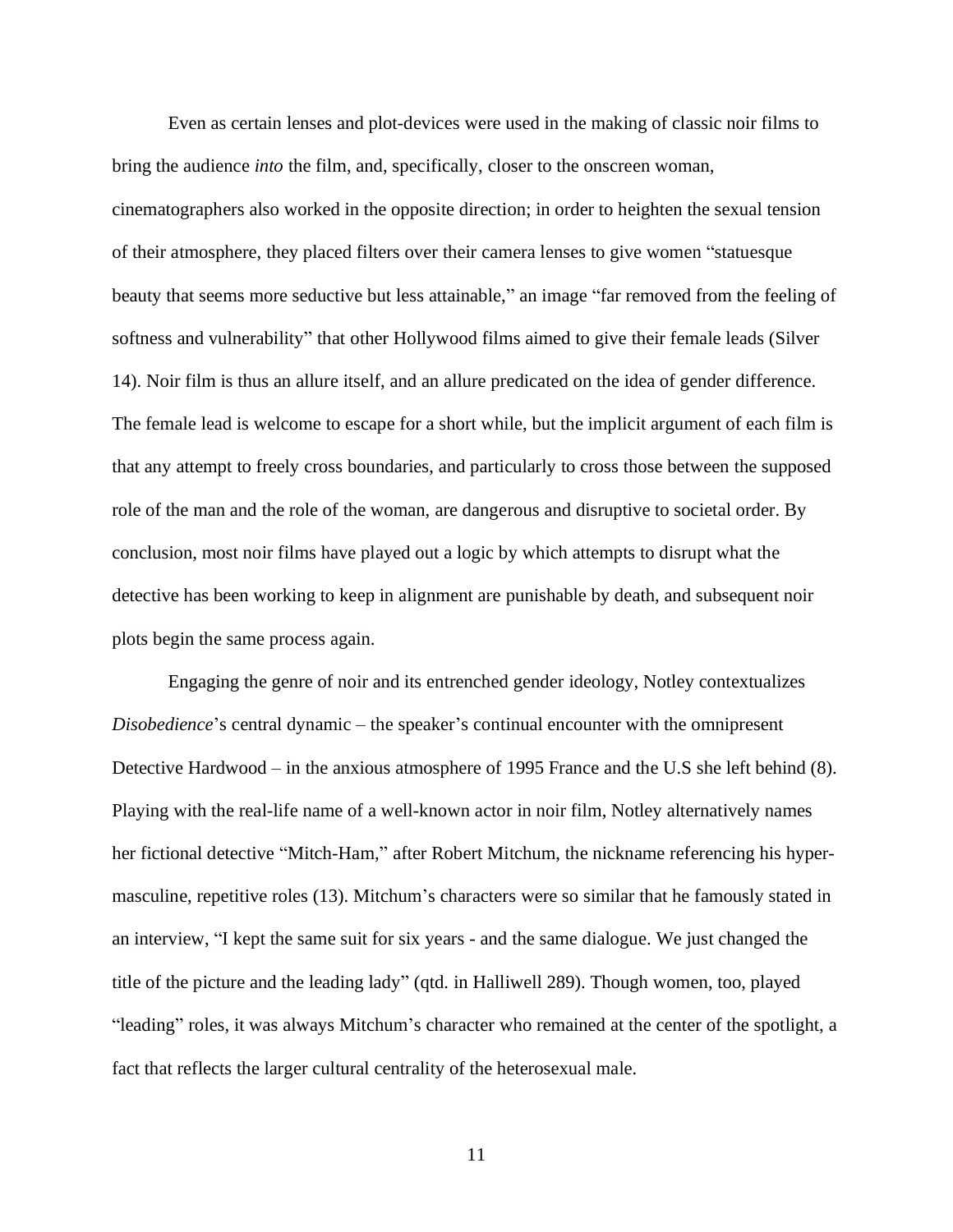Even as certain lenses and plot-devices were used in the making of classic noir films to bring the audience *into* the film, and, specifically, closer to the onscreen woman, cinematographers also worked in the opposite direction; in order to heighten the sexual tension of their atmosphere, they placed filters over their camera lenses to give women "statuesque beauty that seems more seductive but less attainable," an image "far removed from the feeling of softness and vulnerability" that other Hollywood films aimed to give their female leads (Silver 14). Noir film is thus an allure itself, and an allure predicated on the idea of gender difference. The female lead is welcome to escape for a short while, but the implicit argument of each film is that any attempt to freely cross boundaries, and particularly to cross those between the supposed role of the man and the role of the woman, are dangerous and disruptive to societal order. By conclusion, most noir films have played out a logic by which attempts to disrupt what the detective has been working to keep in alignment are punishable by death, and subsequent noir plots begin the same process again.

Engaging the genre of noir and its entrenched gender ideology, Notley contextualizes *Disobedience*'s central dynamic – the speaker's continual encounter with the omnipresent Detective Hardwood – in the anxious atmosphere of 1995 France and the U.S she left behind (8). Playing with the real-life name of a well-known actor in noir film, Notley alternatively names her fictional detective "Mitch-Ham," after Robert Mitchum, the nickname referencing his hyper-masculine, repetitive roles (13). Mitchum's characters were so similar that he famously stated in an interview, "I kept the same suit for six years - and the same dialogue. We just changed the title of the picture and the leading lady" (qtd. in Halliwell 289). Though women, too, played "leading" roles, it was always Mitchum's character who remained at the center of the spotlight, a fact that reflects the larger cultural centrality of the heterosexual male.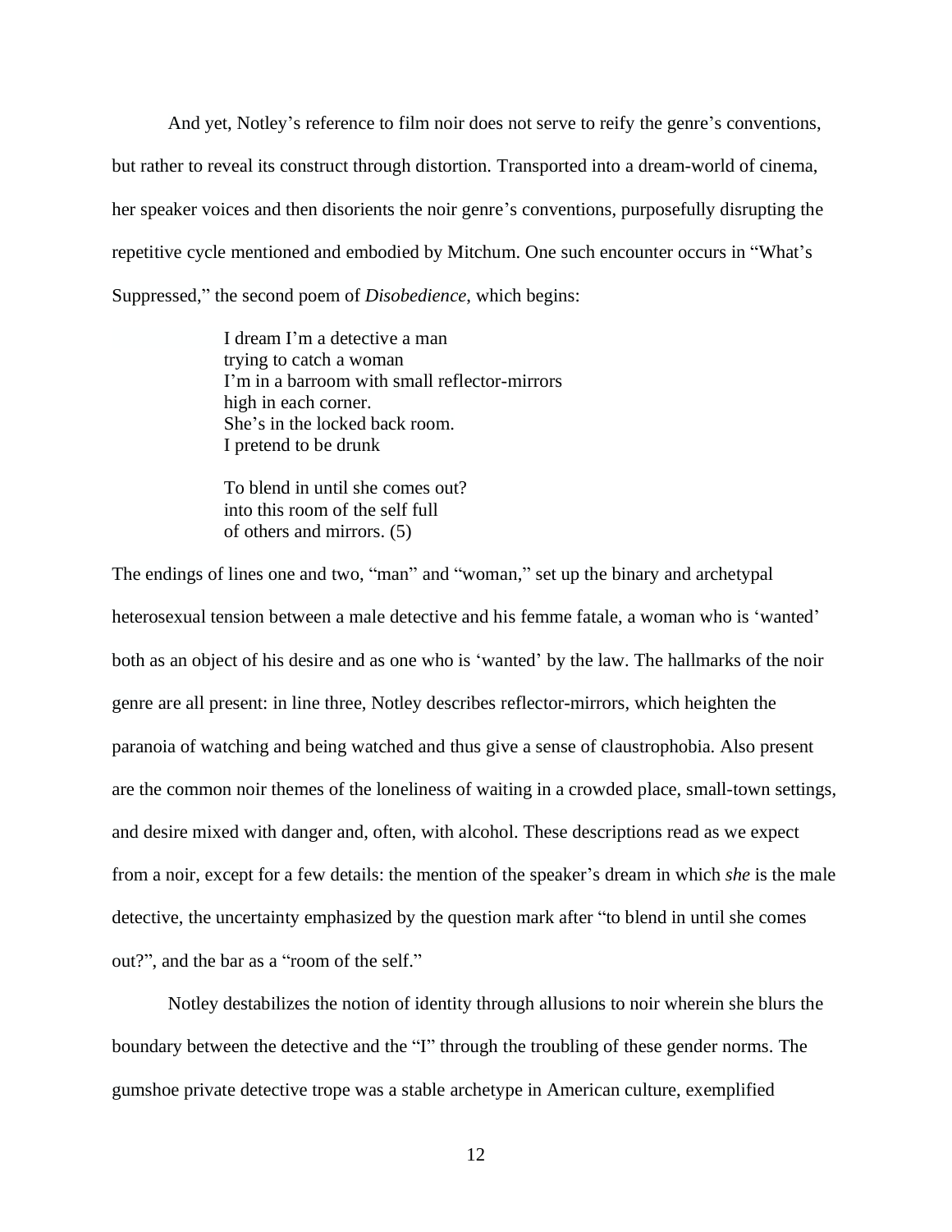And yet, Notley's reference to film noir does not serve to reify the genre's conventions, but rather to reveal its construct through distortion. Transported into a dream-world of cinema, her speaker voices and then disorients the noir genre's conventions, purposefully disrupting the repetitive cycle mentioned and embodied by Mitchum. One such encounter occurs in "What's Suppressed," the second poem of *Disobedience*, which begins:

> I dream I'm a detective a man  
> trying to catch a woman  
> I'm in a barroom with small reflector-mirrors  
> high in each corner.  
> She's in the locked back room.  
> I pretend to be drunk
>
> To blend in until she comes out?  
> into this room of the self full  
> of others and mirrors. (5)

The endings of lines one and two, "man" and "woman," set up the binary and archetypal heterosexual tension between a male detective and his femme fatale, a woman who is 'wanted' both as an object of his desire and as one who is 'wanted' by the law. The hallmarks of the noir genre are all present: in line three, Notley describes reflector-mirrors, which heighten the paranoia of watching and being watched and thus give a sense of claustrophobia. Also present are the common noir themes of the loneliness of waiting in a crowded place, small-town settings, and desire mixed with danger and, often, with alcohol. These descriptions read as we expect from a noir, except for a few details: the mention of the speaker's dream in which *she* is the male detective, the uncertainty emphasized by the question mark after "to blend in until she comes out?", and the bar as a "room of the self."

Notley destabilizes the notion of identity through allusions to noir wherein she blurs the boundary between the detective and the "I" through the troubling of these gender norms. The gumshoe private detective trope was a stable archetype in American culture, exemplified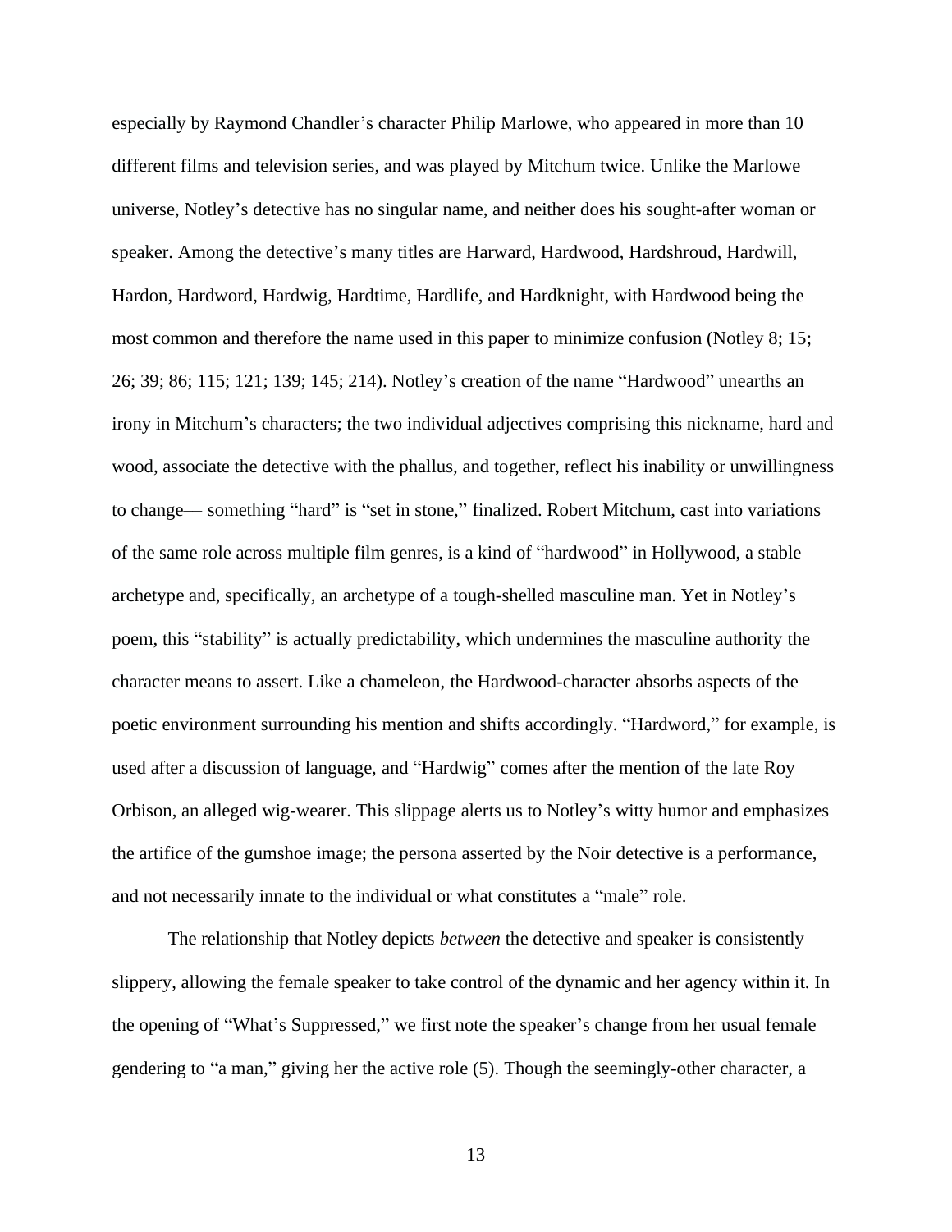especially by Raymond Chandler's character Philip Marlowe, who appeared in more than 10 different films and television series, and was played by Mitchum twice. Unlike the Marlowe universe, Notley's detective has no singular name, and neither does his sought-after woman or speaker. Among the detective's many titles are Harward, Hardwood, Hardshroud, Hardwill, Hardon, Hardword, Hardwig, Hardtime, Hardlife, and Hardknight, with Hardwood being the most common and therefore the name used in this paper to minimize confusion (Notley 8; 15; 26; 39; 86; 115; 121; 139; 145; 214). Notley's creation of the name "Hardwood" unearths an irony in Mitchum's characters; the two individual adjectives comprising this nickname, hard and wood, associate the detective with the phallus, and together, reflect his inability or unwillingness to change— something "hard" is "set in stone," finalized. Robert Mitchum, cast into variations of the same role across multiple film genres, is a kind of "hardwood" in Hollywood, a stable archetype and, specifically, an archetype of a tough-shelled masculine man. Yet in Notley's poem, this "stability" is actually predictability, which undermines the masculine authority the character means to assert. Like a chameleon, the Hardwood-character absorbs aspects of the poetic environment surrounding his mention and shifts accordingly. "Hardword," for example, is used after a discussion of language, and "Hardwig" comes after the mention of the late Roy Orbison, an alleged wig-wearer. This slippage alerts us to Notley's witty humor and emphasizes the artifice of the gumshoe image; the persona asserted by the Noir detective is a performance, and not necessarily innate to the individual or what constitutes a "male" role.

The relationship that Notley depicts *between* the detective and speaker is consistently slippery, allowing the female speaker to take control of the dynamic and her agency within it. In the opening of "What's Suppressed," we first note the speaker's change from her usual female gendering to "a man," giving her the active role (5). Though the seemingly-other character, a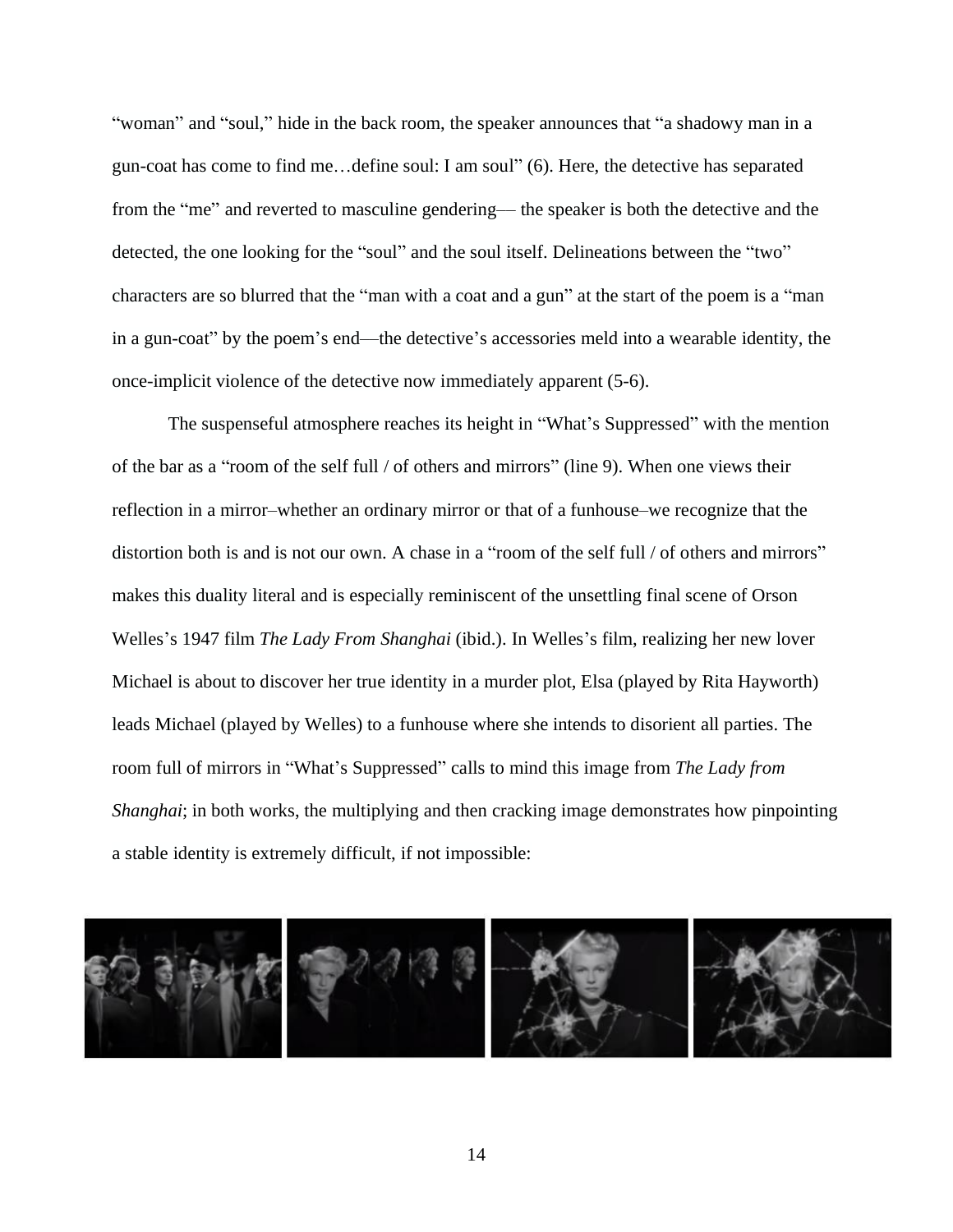"woman" and "soul," hide in the back room, the speaker announces that "a shadowy man in a gun-coat has come to find me…define soul: I am soul" (6). Here, the detective has separated from the "me" and reverted to masculine gendering— the speaker is both the detective and the detected, the one looking for the "soul" and the soul itself. Delineations between the "two" characters are so blurred that the "man with a coat and a gun" at the start of the poem is a "man in a gun-coat" by the poem's end—the detective's accessories meld into a wearable identity, the once-implicit violence of the detective now immediately apparent (5-6).

The suspenseful atmosphere reaches its height in "What's Suppressed" with the mention of the bar as a "room of the self full / of others and mirrors" (line 9). When one views their reflection in a mirror–whether an ordinary mirror or that of a funhouse–we recognize that the distortion both is and is not our own. A chase in a "room of the self full / of others and mirrors" makes this duality literal and is especially reminiscent of the unsettling final scene of Orson Welles's 1947 film *The Lady From Shanghai* (ibid.). In Welles's film, realizing her new lover Michael is about to discover her true identity in a murder plot, Elsa (played by Rita Hayworth) leads Michael (played by Welles) to a funhouse where she intends to disorient all parties. The room full of mirrors in "What's Suppressed" calls to mind this image from *The Lady from Shanghai*; in both works, the multiplying and then cracking image demonstrates how pinpointing a stable identity is extremely difficult, if not impossible: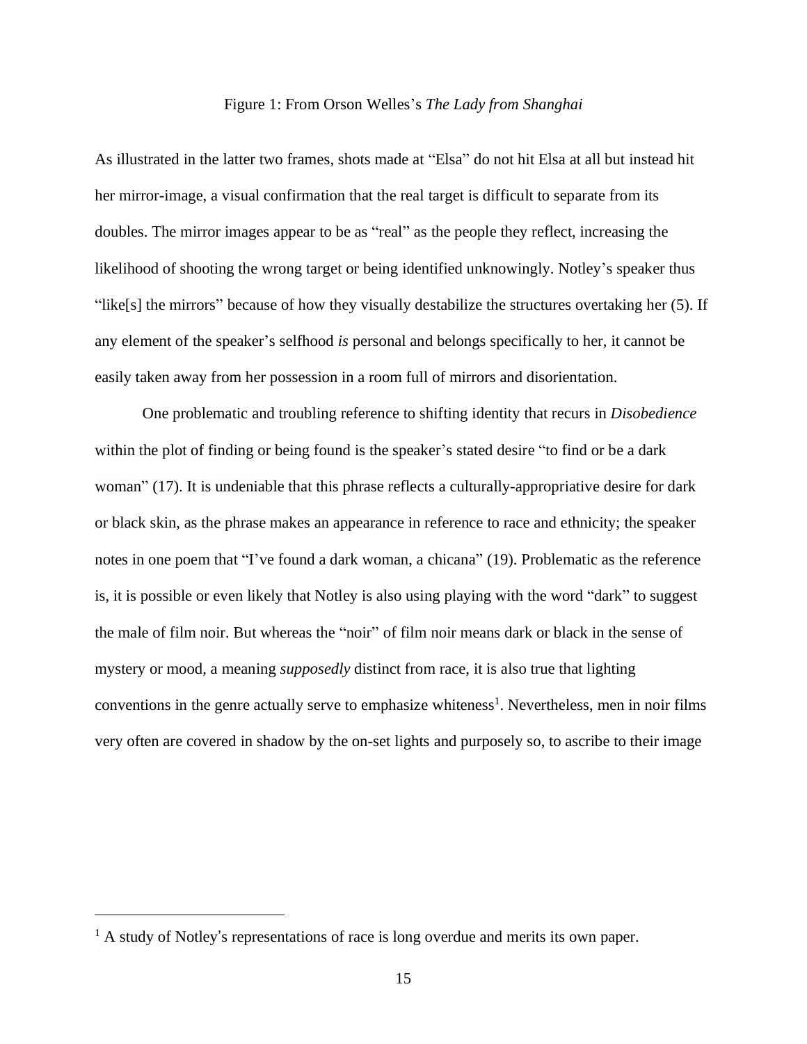Figure 1: From Orson Welles's *The Lady from Shanghai*

As illustrated in the latter two frames, shots made at "Elsa" do not hit Elsa at all but instead hit her mirror-image, a visual confirmation that the real target is difficult to separate from its doubles. The mirror images appear to be as "real" as the people they reflect, increasing the likelihood of shooting the wrong target or being identified unknowingly. Notley's speaker thus "like[s] the mirrors" because of how they visually destabilize the structures overtaking her (5). If any element of the speaker's selfhood *is* personal and belongs specifically to her, it cannot be easily taken away from her possession in a room full of mirrors and disorientation.

One problematic and troubling reference to shifting identity that recurs in *Disobedience* within the plot of finding or being found is the speaker's stated desire "to find or be a dark woman" (17). It is undeniable that this phrase reflects a culturally-appropriative desire for dark or black skin, as the phrase makes an appearance in reference to race and ethnicity; the speaker notes in one poem that "I've found a dark woman, a chicana" (19). Problematic as the reference is, it is possible or even likely that Notley is also using playing with the word "dark" to suggest the male of film noir. But whereas the "noir" of film noir means dark or black in the sense of mystery or mood, a meaning *supposedly* distinct from race, it is also true that lighting conventions in the genre actually serve to emphasize whiteness[1]. Nevertheless, men in noir films very often are covered in shadow by the on-set lights and purposely so, to ascribe to their image

[1] A study of Notley's representations of race is long overdue and merits its own paper.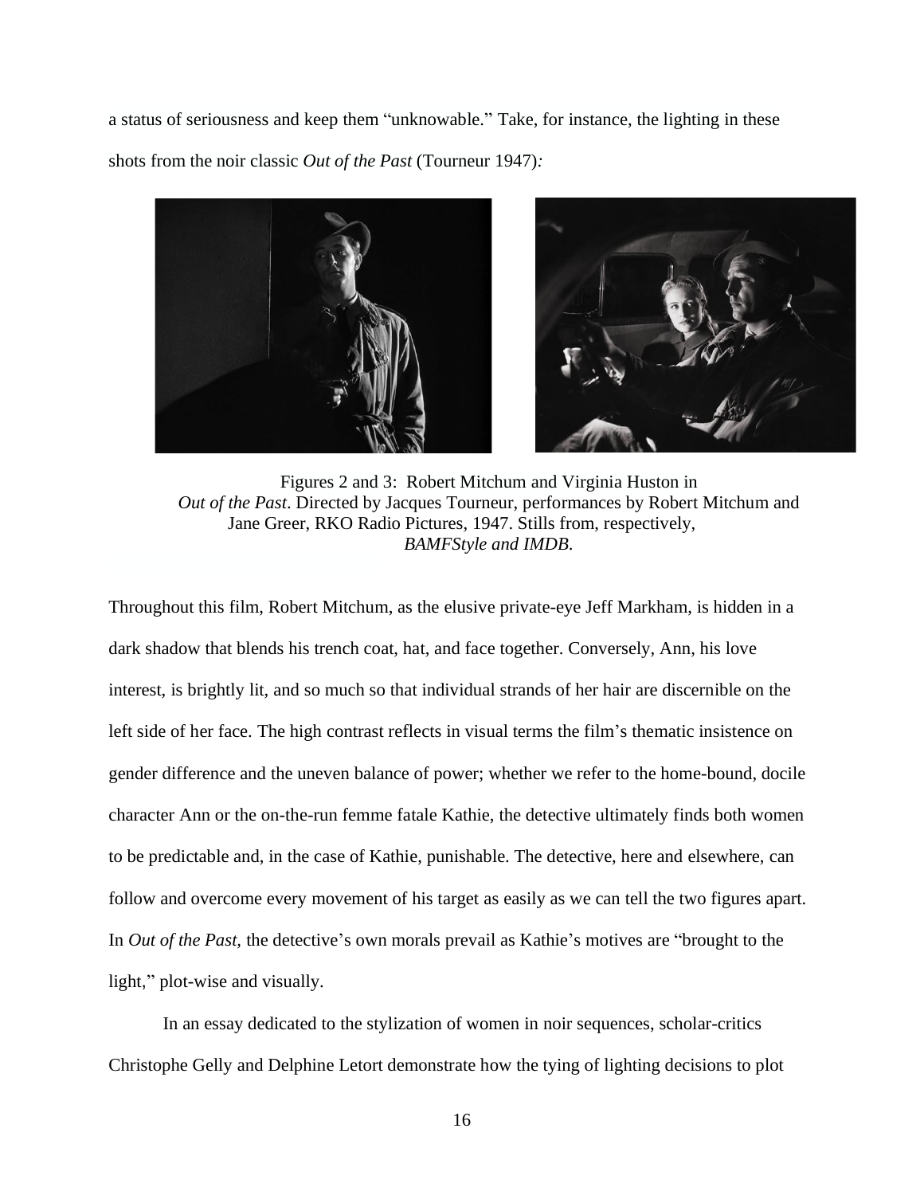a status of seriousness and keep them "unknowable." Take, for instance, the lighting in these shots from the noir classic *Out of the Past* (Tourneur 1947):

Figures 2 and 3: Robert Mitchum and Virginia Huston in *Out of the Past*. Directed by Jacques Tourneur, performances by Robert Mitchum and Jane Greer, RKO Radio Pictures, 1947. Stills from, respectively, *BAMFStyle and IMDB*.

Throughout this film, Robert Mitchum, as the elusive private-eye Jeff Markham, is hidden in a dark shadow that blends his trench coat, hat, and face together. Conversely, Ann, his love interest, is brightly lit, and so much so that individual strands of her hair are discernible on the left side of her face. The high contrast reflects in visual terms the film's thematic insistence on gender difference and the uneven balance of power; whether we refer to the home-bound, docile character Ann or the on-the-run femme fatale Kathie, the detective ultimately finds both women to be predictable and, in the case of Kathie, punishable. The detective, here and elsewhere, can follow and overcome every movement of his target as easily as we can tell the two figures apart. In *Out of the Past,* the detective's own morals prevail as Kathie's motives are "brought to the light," plot-wise and visually.

In an essay dedicated to the stylization of women in noir sequences, scholar-critics Christophe Gelly and Delphine Letort demonstrate how the tying of lighting decisions to plot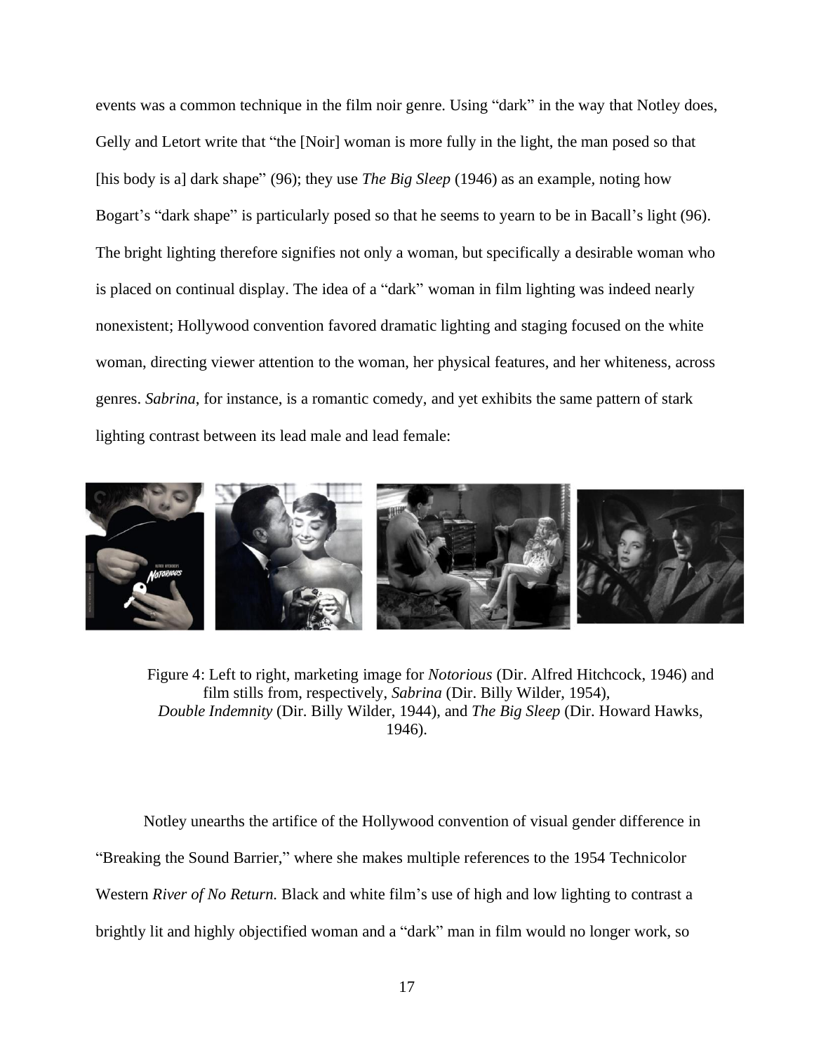events was a common technique in the film noir genre. Using "dark" in the way that Notley does, Gelly and Letort write that "the [Noir] woman is more fully in the light, the man posed so that [his body is a] dark shape" (96); they use *The Big Sleep* (1946) as an example, noting how Bogart's "dark shape" is particularly posed so that he seems to yearn to be in Bacall's light (96). The bright lighting therefore signifies not only a woman, but specifically a desirable woman who is placed on continual display. The idea of a "dark" woman in film lighting was indeed nearly nonexistent; Hollywood convention favored dramatic lighting and staging focused on the white woman, directing viewer attention to the woman, her physical features, and her whiteness, across genres. *Sabrina*, for instance, is a romantic comedy, and yet exhibits the same pattern of stark lighting contrast between its lead male and lead female:

Figure 4: Left to right, marketing image for *Notorious* (Dir. Alfred Hitchcock, 1946) and film stills from, respectively, *Sabrina* (Dir. Billy Wilder, 1954), *Double Indemnity* (Dir. Billy Wilder, 1944), and *The Big Sleep* (Dir. Howard Hawks, 1946).

Notley unearths the artifice of the Hollywood convention of visual gender difference in "Breaking the Sound Barrier," where she makes multiple references to the 1954 Technicolor Western *River of No Return.* Black and white film's use of high and low lighting to contrast a brightly lit and highly objectified woman and a "dark" man in film would no longer work, so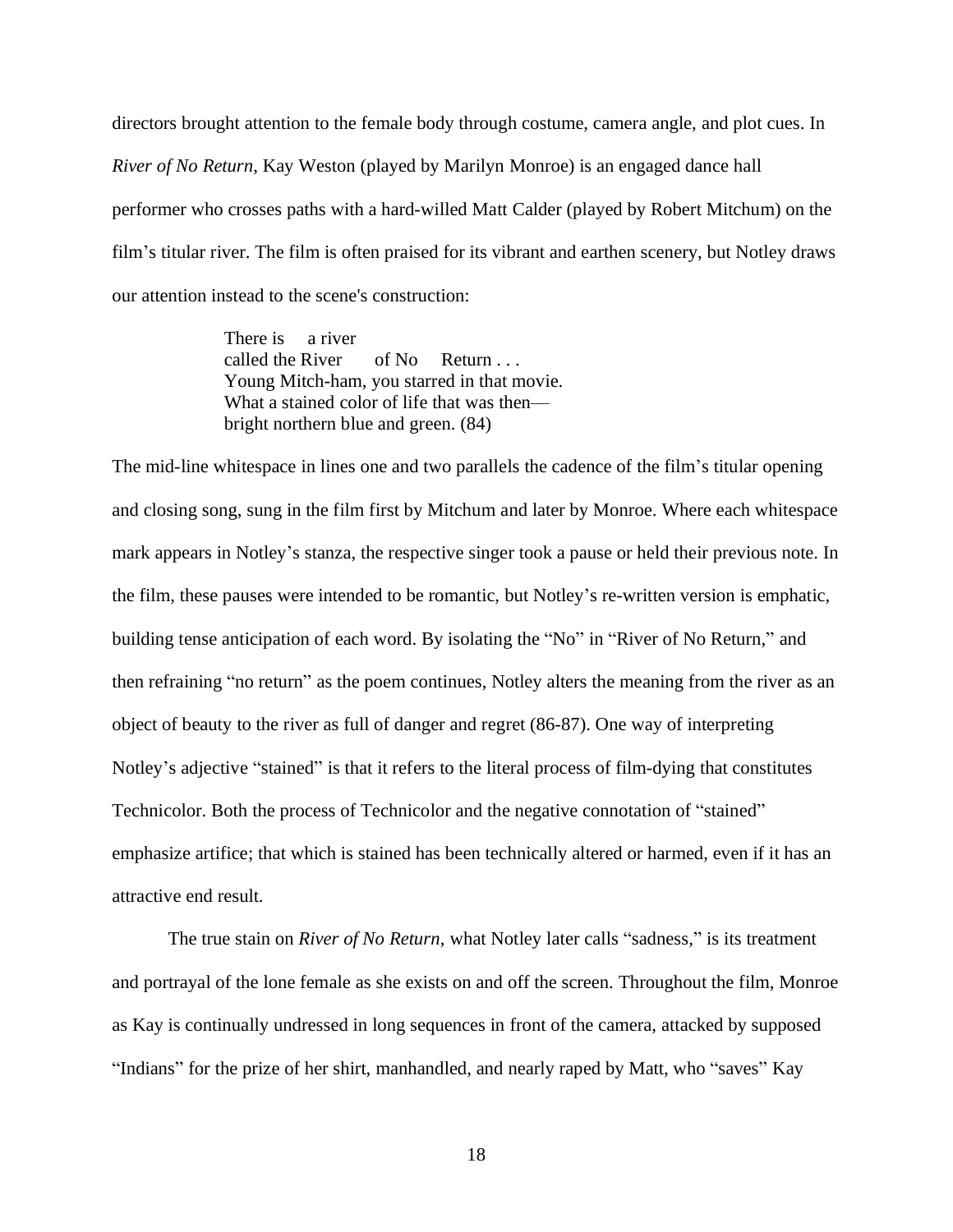directors brought attention to the female body through costume, camera angle, and plot cues. In *River of No Return*, Kay Weston (played by Marilyn Monroe) is an engaged dance hall performer who crosses paths with a hard-willed Matt Calder (played by Robert Mitchum) on the film's titular river. The film is often praised for its vibrant and earthen scenery, but Notley draws our attention instead to the scene's construction:

> There is     a river
> called the River      of No     Return . . .
> Young Mitch-ham, you starred in that movie.
> What a stained color of life that was then—
> bright northern blue and green. (84)

The mid-line whitespace in lines one and two parallels the cadence of the film's titular opening and closing song, sung in the film first by Mitchum and later by Monroe. Where each whitespace mark appears in Notley's stanza, the respective singer took a pause or held their previous note. In the film, these pauses were intended to be romantic, but Notley's re-written version is emphatic, building tense anticipation of each word. By isolating the "No" in "River of No Return," and then refraining "no return" as the poem continues, Notley alters the meaning from the river as an object of beauty to the river as full of danger and regret (86-87). One way of interpreting Notley's adjective "stained" is that it refers to the literal process of film-dying that constitutes Technicolor. Both the process of Technicolor and the negative connotation of "stained" emphasize artifice; that which is stained has been technically altered or harmed, even if it has an attractive end result.

The true stain on *River of No Return*, what Notley later calls "sadness," is its treatment and portrayal of the lone female as she exists on and off the screen. Throughout the film, Monroe as Kay is continually undressed in long sequences in front of the camera, attacked by supposed "Indians" for the prize of her shirt, manhandled, and nearly raped by Matt, who "saves" Kay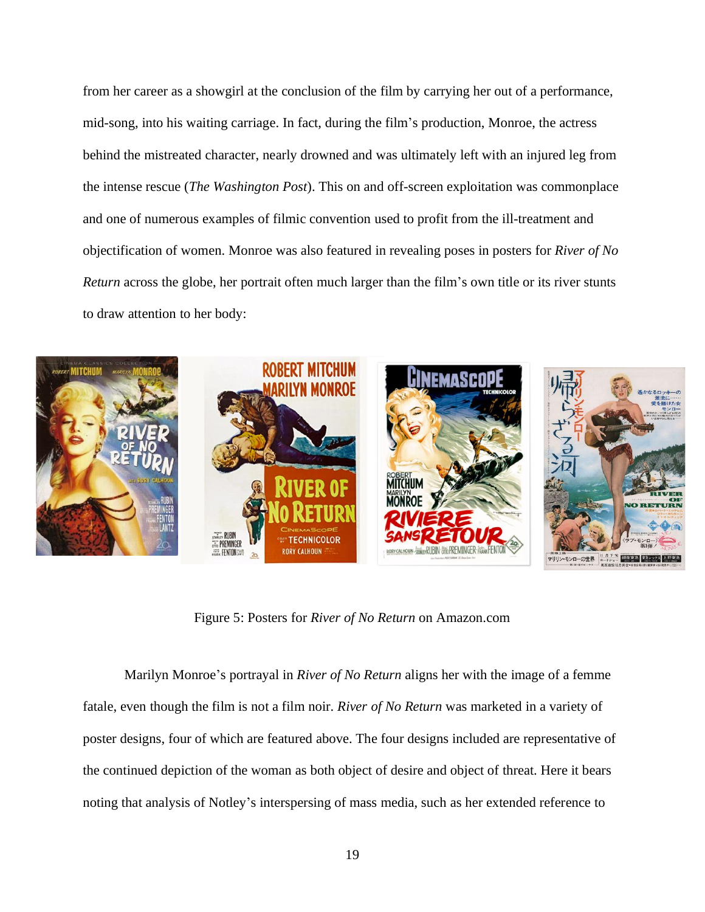from her career as a showgirl at the conclusion of the film by carrying her out of a performance, mid-song, into his waiting carriage. In fact, during the film's production, Monroe, the actress behind the mistreated character, nearly drowned and was ultimately left with an injured leg from the intense rescue (*The Washington Post*). This on and off-screen exploitation was commonplace and one of numerous examples of filmic convention used to profit from the ill-treatment and objectification of women. Monroe was also featured in revealing poses in posters for *River of No Return* across the globe, her portrait often much larger than the film's own title or its river stunts to draw attention to her body:

Figure 5: Posters for *River of No Return* on Amazon.com

Marilyn Monroe's portrayal in *River of No Return* aligns her with the image of a femme fatale, even though the film is not a film noir. *River of No Return* was marketed in a variety of poster designs, four of which are featured above. The four designs included are representative of the continued depiction of the woman as both object of desire and object of threat. Here it bears noting that analysis of Notley's interspersing of mass media, such as her extended reference to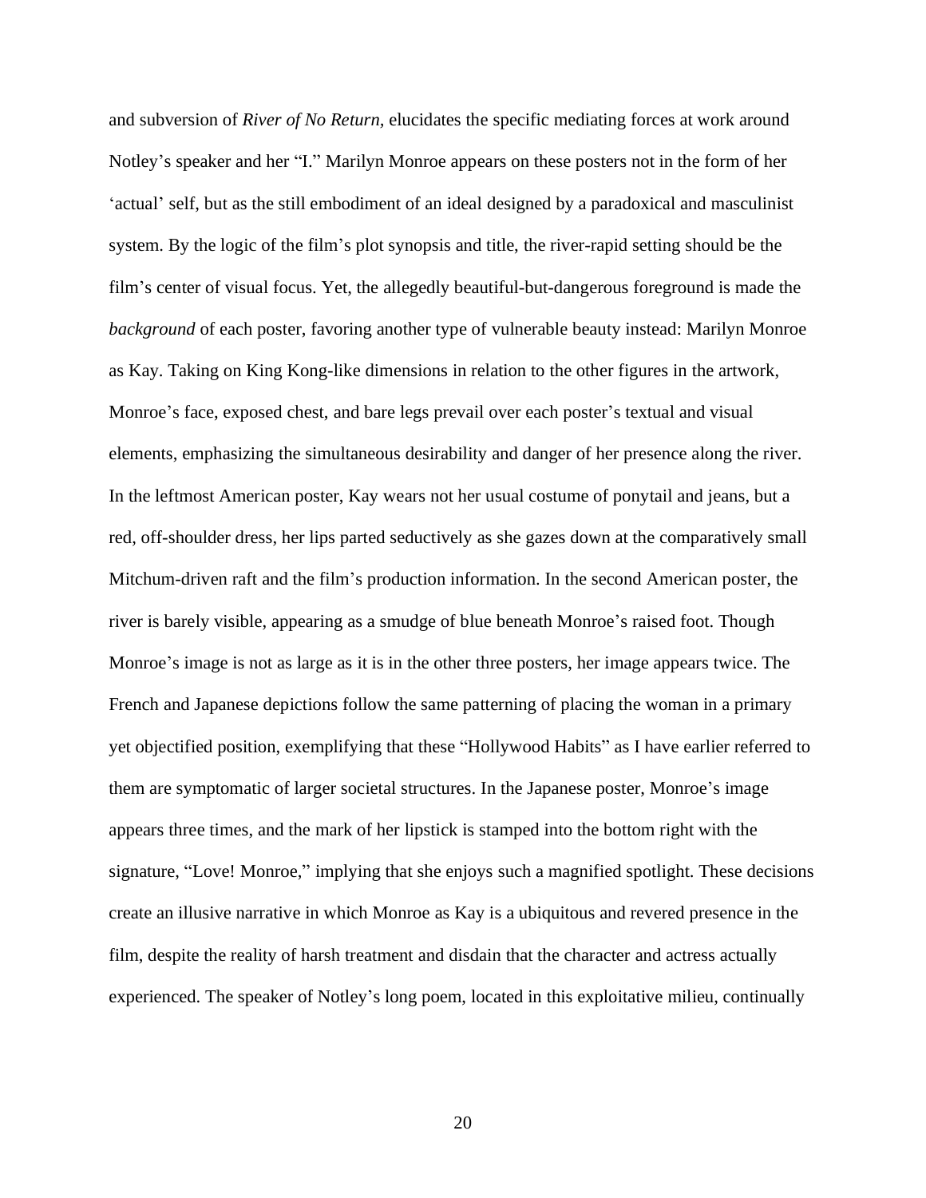and subversion of *River of No Return*, elucidates the specific mediating forces at work around Notley's speaker and her "I." Marilyn Monroe appears on these posters not in the form of her 'actual' self, but as the still embodiment of an ideal designed by a paradoxical and masculinist system. By the logic of the film's plot synopsis and title, the river-rapid setting should be the film's center of visual focus. Yet, the allegedly beautiful-but-dangerous foreground is made the *background* of each poster, favoring another type of vulnerable beauty instead: Marilyn Monroe as Kay. Taking on King Kong-like dimensions in relation to the other figures in the artwork, Monroe's face, exposed chest, and bare legs prevail over each poster's textual and visual elements, emphasizing the simultaneous desirability and danger of her presence along the river. In the leftmost American poster, Kay wears not her usual costume of ponytail and jeans, but a red, off-shoulder dress, her lips parted seductively as she gazes down at the comparatively small Mitchum-driven raft and the film's production information. In the second American poster, the river is barely visible, appearing as a smudge of blue beneath Monroe's raised foot. Though Monroe's image is not as large as it is in the other three posters, her image appears twice. The French and Japanese depictions follow the same patterning of placing the woman in a primary yet objectified position, exemplifying that these "Hollywood Habits" as I have earlier referred to them are symptomatic of larger societal structures. In the Japanese poster, Monroe's image appears three times, and the mark of her lipstick is stamped into the bottom right with the signature, "Love! Monroe," implying that she enjoys such a magnified spotlight. These decisions create an illusive narrative in which Monroe as Kay is a ubiquitous and revered presence in the film, despite the reality of harsh treatment and disdain that the character and actress actually experienced. The speaker of Notley's long poem, located in this exploitative milieu, continually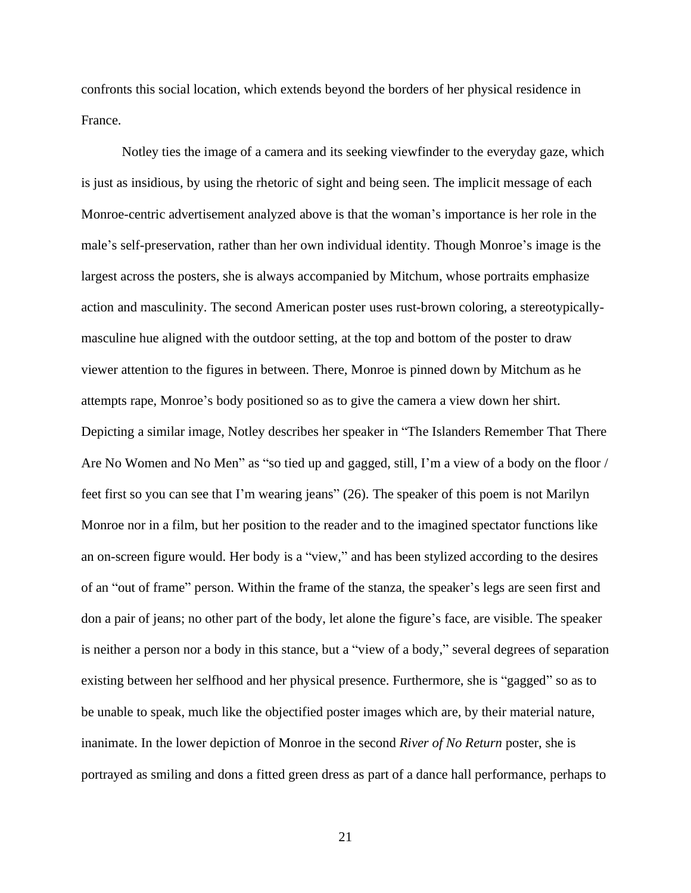confronts this social location, which extends beyond the borders of her physical residence in France.

Notley ties the image of a camera and its seeking viewfinder to the everyday gaze, which is just as insidious, by using the rhetoric of sight and being seen. The implicit message of each Monroe-centric advertisement analyzed above is that the woman's importance is her role in the male's self-preservation, rather than her own individual identity. Though Monroe's image is the largest across the posters, she is always accompanied by Mitchum, whose portraits emphasize action and masculinity. The second American poster uses rust-brown coloring, a stereotypically-masculine hue aligned with the outdoor setting, at the top and bottom of the poster to draw viewer attention to the figures in between. There, Monroe is pinned down by Mitchum as he attempts rape, Monroe's body positioned so as to give the camera a view down her shirt. Depicting a similar image, Notley describes her speaker in "The Islanders Remember That There Are No Women and No Men" as "so tied up and gagged, still, I'm a view of a body on the floor / feet first so you can see that I'm wearing jeans" (26). The speaker of this poem is not Marilyn Monroe nor in a film, but her position to the reader and to the imagined spectator functions like an on-screen figure would. Her body is a "view," and has been stylized according to the desires of an "out of frame" person. Within the frame of the stanza, the speaker's legs are seen first and don a pair of jeans; no other part of the body, let alone the figure's face, are visible. The speaker is neither a person nor a body in this stance, but a "view of a body," several degrees of separation existing between her selfhood and her physical presence. Furthermore, she is "gagged" so as to be unable to speak, much like the objectified poster images which are, by their material nature, inanimate. In the lower depiction of Monroe in the second *River of No Return* poster, she is portrayed as smiling and dons a fitted green dress as part of a dance hall performance, perhaps to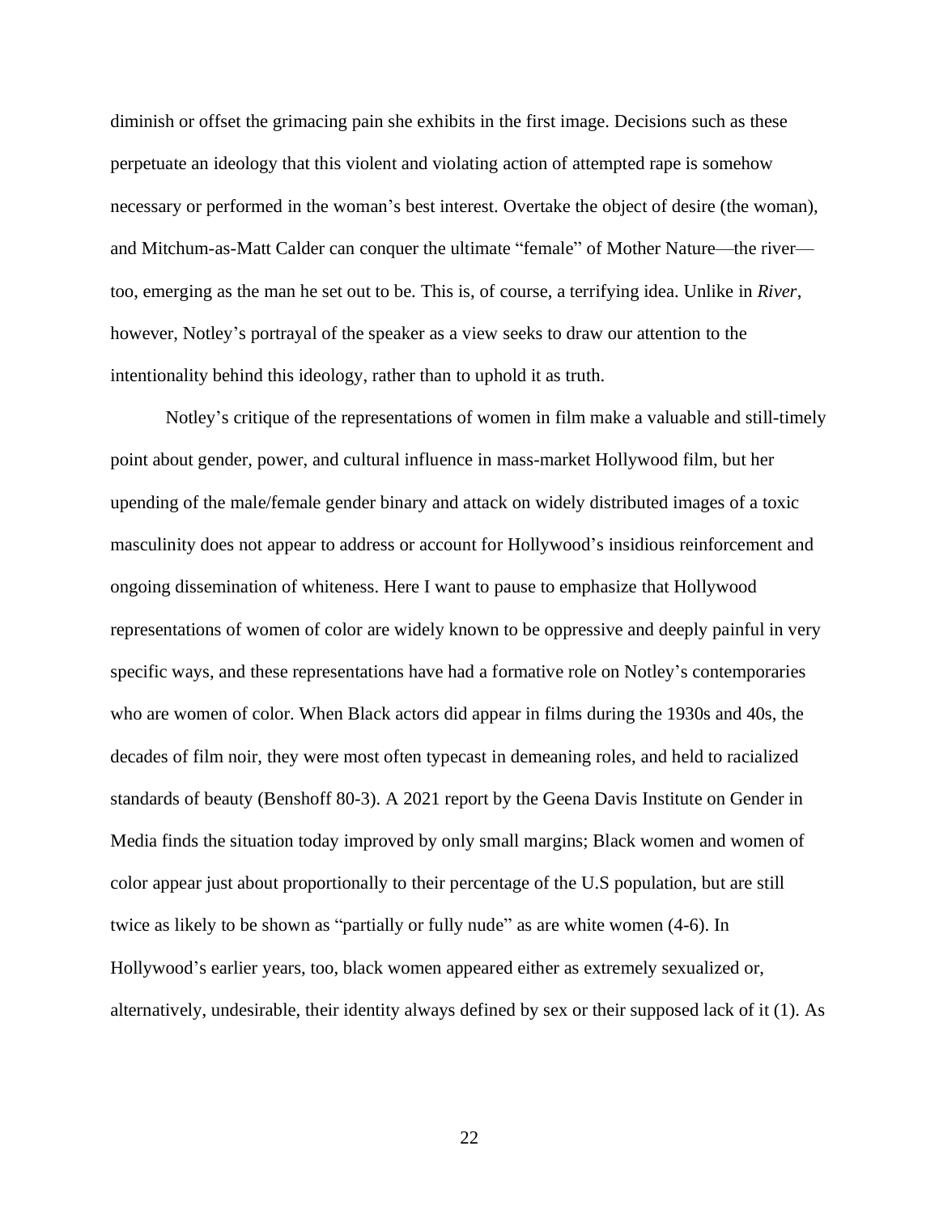diminish or offset the grimacing pain she exhibits in the first image. Decisions such as these perpetuate an ideology that this violent and violating action of attempted rape is somehow necessary or performed in the woman's best interest. Overtake the object of desire (the woman), and Mitchum-as-Matt Calder can conquer the ultimate "female" of Mother Nature—the river—too, emerging as the man he set out to be. This is, of course, a terrifying idea. Unlike in *River*, however, Notley's portrayal of the speaker as a view seeks to draw our attention to the intentionality behind this ideology, rather than to uphold it as truth.

Notley's critique of the representations of women in film make a valuable and still-timely point about gender, power, and cultural influence in mass-market Hollywood film, but her upending of the male/female gender binary and attack on widely distributed images of a toxic masculinity does not appear to address or account for Hollywood's insidious reinforcement and ongoing dissemination of whiteness. Here I want to pause to emphasize that Hollywood representations of women of color are widely known to be oppressive and deeply painful in very specific ways, and these representations have had a formative role on Notley's contemporaries who are women of color. When Black actors did appear in films during the 1930s and 40s, the decades of film noir, they were most often typecast in demeaning roles, and held to racialized standards of beauty (Benshoff 80-3). A 2021 report by the Geena Davis Institute on Gender in Media finds the situation today improved by only small margins; Black women and women of color appear just about proportionally to their percentage of the U.S population, but are still twice as likely to be shown as "partially or fully nude" as are white women (4-6). In Hollywood's earlier years, too, black women appeared either as extremely sexualized or, alternatively, undesirable, their identity always defined by sex or their supposed lack of it (1). As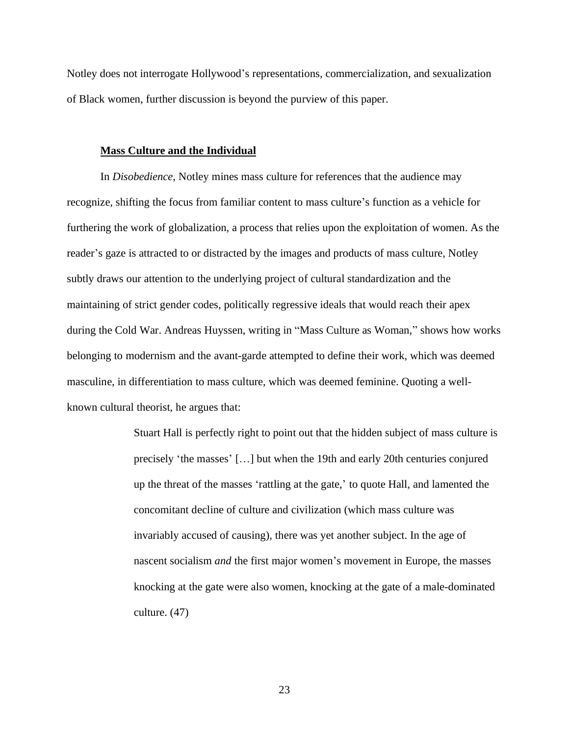Notley does not interrogate Hollywood's representations, commercialization, and sexualization of Black women, further discussion is beyond the purview of this paper.

### Mass Culture and the Individual

In *Disobedience*, Notley mines mass culture for references that the audience may recognize, shifting the focus from familiar content to mass culture's function as a vehicle for furthering the work of globalization, a process that relies upon the exploitation of women. As the reader's gaze is attracted to or distracted by the images and products of mass culture, Notley subtly draws our attention to the underlying project of cultural standardization and the maintaining of strict gender codes, politically regressive ideals that would reach their apex during the Cold War. Andreas Huyssen, writing in "Mass Culture as Woman," shows how works belonging to modernism and the avant-garde attempted to define their work, which was deemed masculine, in differentiation to mass culture, which was deemed feminine. Quoting a well-known cultural theorist, he argues that:

> Stuart Hall is perfectly right to point out that the hidden subject of mass culture is precisely 'the masses' […] but when the 19th and early 20th centuries conjured up the threat of the masses 'rattling at the gate,' to quote Hall, and lamented the concomitant decline of culture and civilization (which mass culture was invariably accused of causing), there was yet another subject. In the age of nascent socialism *and* the first major women's movement in Europe, the masses knocking at the gate were also women, knocking at the gate of a male-dominated culture. (47)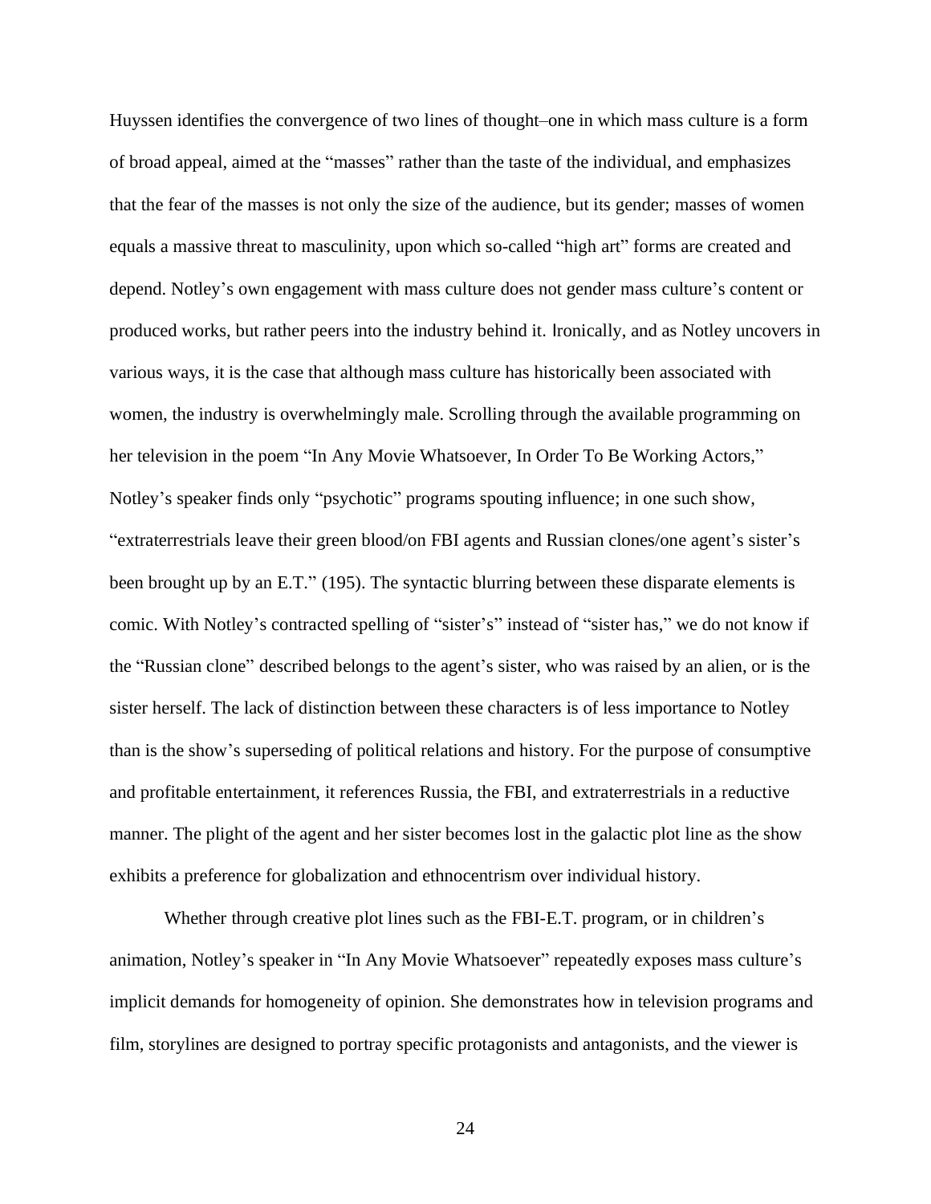Huyssen identifies the convergence of two lines of thought–one in which mass culture is a form of broad appeal, aimed at the "masses" rather than the taste of the individual, and emphasizes that the fear of the masses is not only the size of the audience, but its gender; masses of women equals a massive threat to masculinity, upon which so-called "high art" forms are created and depend. Notley's own engagement with mass culture does not gender mass culture's content or produced works, but rather peers into the industry behind it. Ironically, and as Notley uncovers in various ways, it is the case that although mass culture has historically been associated with women, the industry is overwhelmingly male. Scrolling through the available programming on her television in the poem "In Any Movie Whatsoever, In Order To Be Working Actors," Notley's speaker finds only "psychotic" programs spouting influence; in one such show, "extraterrestrials leave their green blood/on FBI agents and Russian clones/one agent's sister's been brought up by an E.T." (195). The syntactic blurring between these disparate elements is comic. With Notley's contracted spelling of "sister's" instead of "sister has," we do not know if the "Russian clone" described belongs to the agent's sister, who was raised by an alien, or is the sister herself. The lack of distinction between these characters is of less importance to Notley than is the show's superseding of political relations and history. For the purpose of consumptive and profitable entertainment, it references Russia, the FBI, and extraterrestrials in a reductive manner. The plight of the agent and her sister becomes lost in the galactic plot line as the show exhibits a preference for globalization and ethnocentrism over individual history.

Whether through creative plot lines such as the FBI-E.T. program, or in children's animation, Notley's speaker in "In Any Movie Whatsoever" repeatedly exposes mass culture's implicit demands for homogeneity of opinion. She demonstrates how in television programs and film, storylines are designed to portray specific protagonists and antagonists, and the viewer is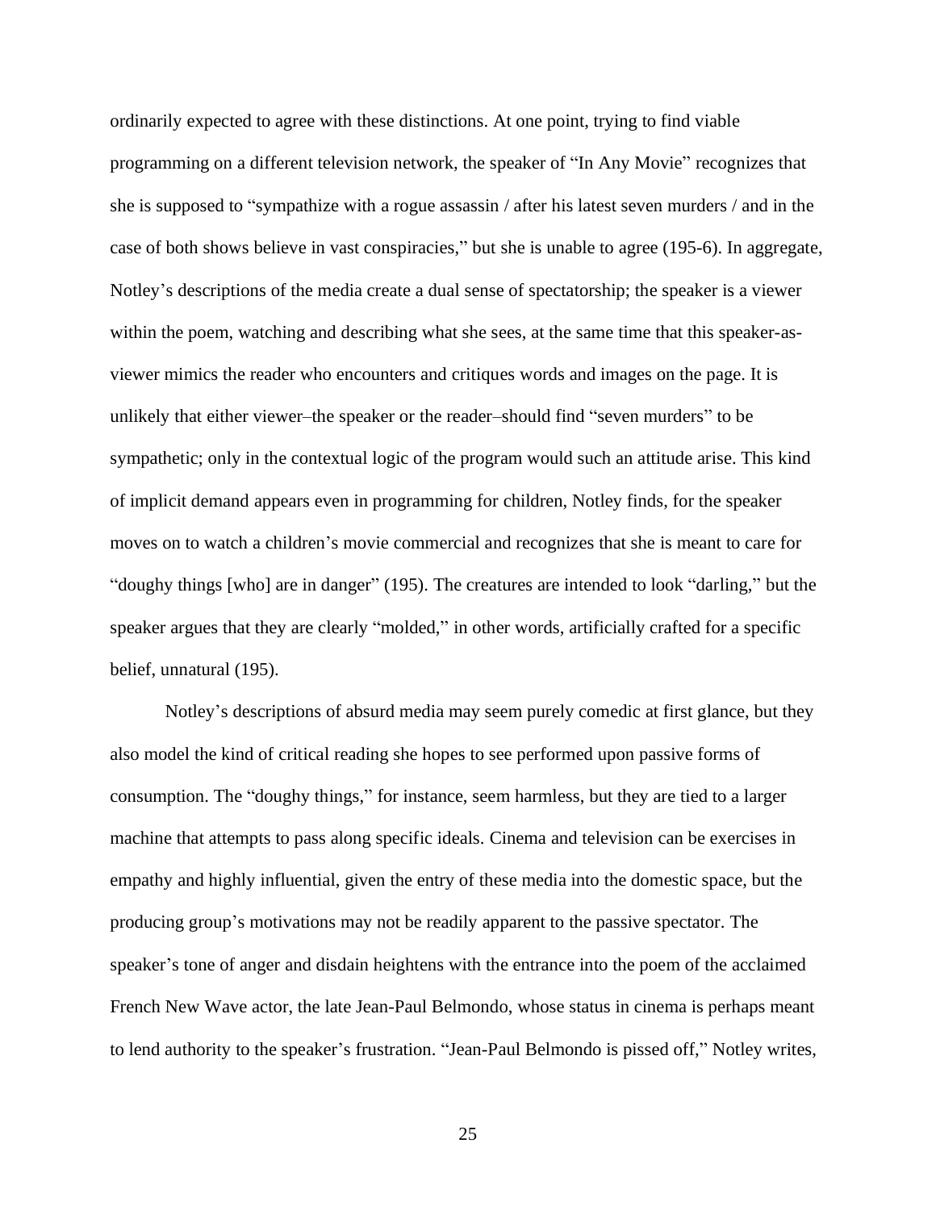ordinarily expected to agree with these distinctions. At one point, trying to find viable programming on a different television network, the speaker of "In Any Movie" recognizes that she is supposed to "sympathize with a rogue assassin / after his latest seven murders / and in the case of both shows believe in vast conspiracies," but she is unable to agree (195-6). In aggregate, Notley's descriptions of the media create a dual sense of spectatorship; the speaker is a viewer within the poem, watching and describing what she sees, at the same time that this speaker-as-viewer mimics the reader who encounters and critiques words and images on the page. It is unlikely that either viewer–the speaker or the reader–should find "seven murders" to be sympathetic; only in the contextual logic of the program would such an attitude arise. This kind of implicit demand appears even in programming for children, Notley finds, for the speaker moves on to watch a children's movie commercial and recognizes that she is meant to care for "doughy things [who] are in danger" (195). The creatures are intended to look "darling," but the speaker argues that they are clearly "molded," in other words, artificially crafted for a specific belief, unnatural (195).

Notley's descriptions of absurd media may seem purely comedic at first glance, but they also model the kind of critical reading she hopes to see performed upon passive forms of consumption. The "doughy things," for instance, seem harmless, but they are tied to a larger machine that attempts to pass along specific ideals. Cinema and television can be exercises in empathy and highly influential, given the entry of these media into the domestic space, but the producing group's motivations may not be readily apparent to the passive spectator. The speaker's tone of anger and disdain heightens with the entrance into the poem of the acclaimed French New Wave actor, the late Jean-Paul Belmondo, whose status in cinema is perhaps meant to lend authority to the speaker's frustration. "Jean-Paul Belmondo is pissed off," Notley writes,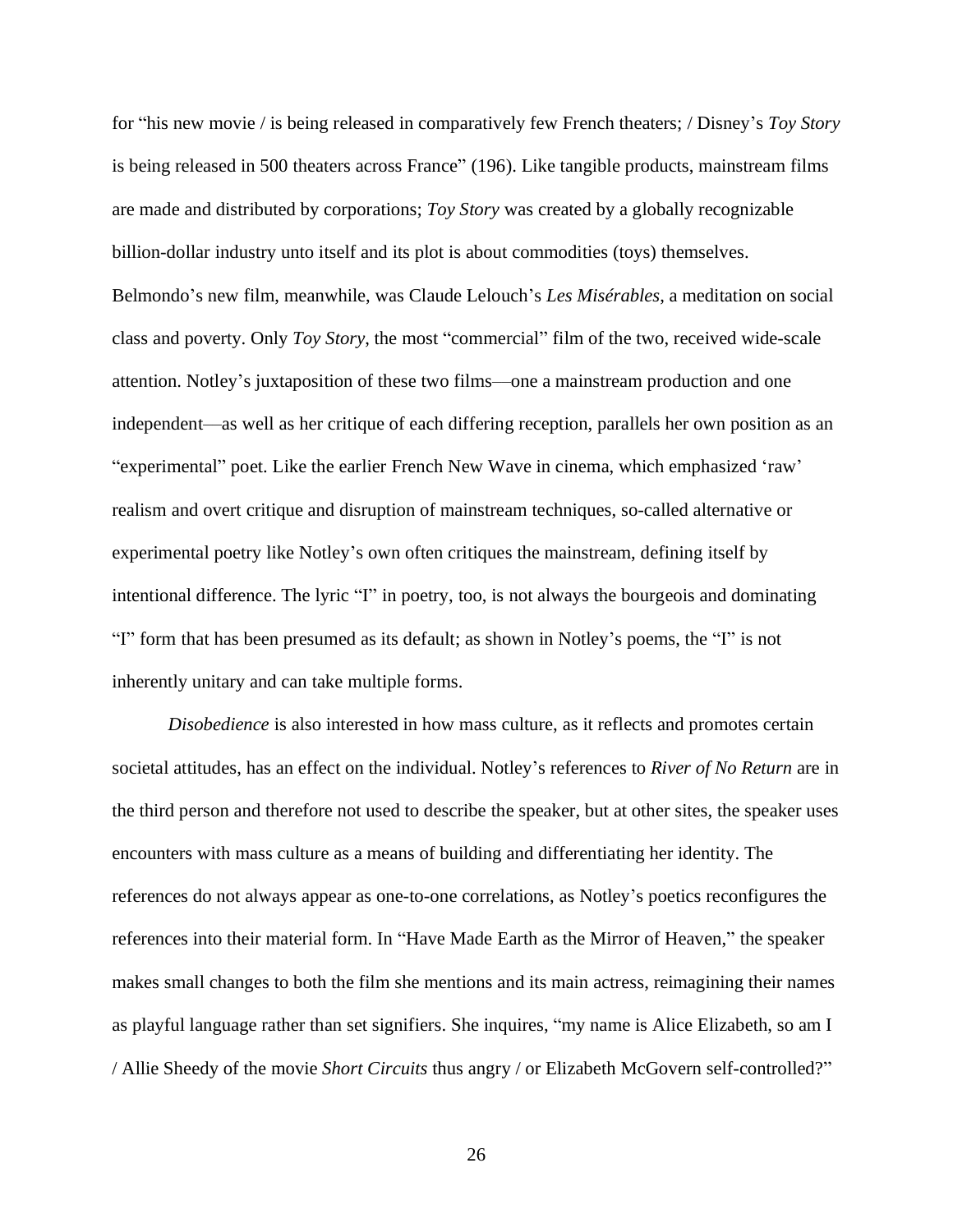for "his new movie / is being released in comparatively few French theaters; / Disney's *Toy Story* is being released in 500 theaters across France" (196). Like tangible products, mainstream films are made and distributed by corporations; *Toy Story* was created by a globally recognizable billion-dollar industry unto itself and its plot is about commodities (toys) themselves. Belmondo's new film, meanwhile, was Claude Lelouch's *Les Misérables*, a meditation on social class and poverty. Only *Toy Story*, the most "commercial" film of the two, received wide-scale attention. Notley's juxtaposition of these two films—one a mainstream production and one independent—as well as her critique of each differing reception, parallels her own position as an "experimental" poet. Like the earlier French New Wave in cinema, which emphasized 'raw' realism and overt critique and disruption of mainstream techniques, so-called alternative or experimental poetry like Notley's own often critiques the mainstream, defining itself by intentional difference. The lyric "I" in poetry, too, is not always the bourgeois and dominating "I" form that has been presumed as its default; as shown in Notley's poems, the "I" is not inherently unitary and can take multiple forms.

*Disobedience* is also interested in how mass culture, as it reflects and promotes certain societal attitudes, has an effect on the individual. Notley's references to *River of No Return* are in the third person and therefore not used to describe the speaker, but at other sites, the speaker uses encounters with mass culture as a means of building and differentiating her identity. The references do not always appear as one-to-one correlations, as Notley's poetics reconfigures the references into their material form. In "Have Made Earth as the Mirror of Heaven," the speaker makes small changes to both the film she mentions and its main actress, reimagining their names as playful language rather than set signifiers. She inquires, "my name is Alice Elizabeth, so am I / Allie Sheedy of the movie *Short Circuits* thus angry / or Elizabeth McGovern self-controlled?"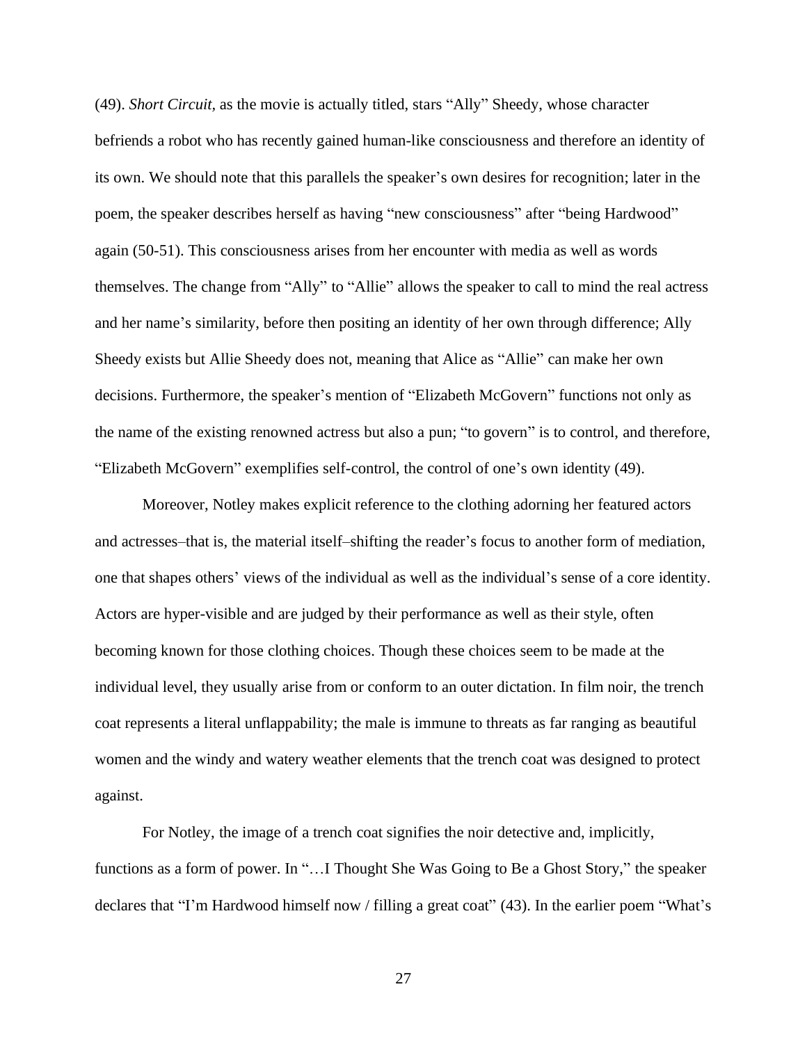(49). *Short Circuit*, as the movie is actually titled, stars "Ally" Sheedy, whose character befriends a robot who has recently gained human-like consciousness and therefore an identity of its own. We should note that this parallels the speaker's own desires for recognition; later in the poem, the speaker describes herself as having "new consciousness" after "being Hardwood" again (50-51). This consciousness arises from her encounter with media as well as words themselves. The change from "Ally" to "Allie" allows the speaker to call to mind the real actress and her name's similarity, before then positing an identity of her own through difference; Ally Sheedy exists but Allie Sheedy does not, meaning that Alice as "Allie" can make her own decisions. Furthermore, the speaker's mention of "Elizabeth McGovern" functions not only as the name of the existing renowned actress but also a pun; "to govern" is to control, and therefore, "Elizabeth McGovern" exemplifies self-control, the control of one's own identity (49).

Moreover, Notley makes explicit reference to the clothing adorning her featured actors and actresses–that is, the material itself–shifting the reader's focus to another form of mediation, one that shapes others' views of the individual as well as the individual's sense of a core identity. Actors are hyper-visible and are judged by their performance as well as their style, often becoming known for those clothing choices. Though these choices seem to be made at the individual level, they usually arise from or conform to an outer dictation. In film noir, the trench coat represents a literal unflappability; the male is immune to threats as far ranging as beautiful women and the windy and watery weather elements that the trench coat was designed to protect against.

For Notley, the image of a trench coat signifies the noir detective and, implicitly, functions as a form of power. In "…I Thought She Was Going to Be a Ghost Story," the speaker declares that "I'm Hardwood himself now / filling a great coat" (43). In the earlier poem "What's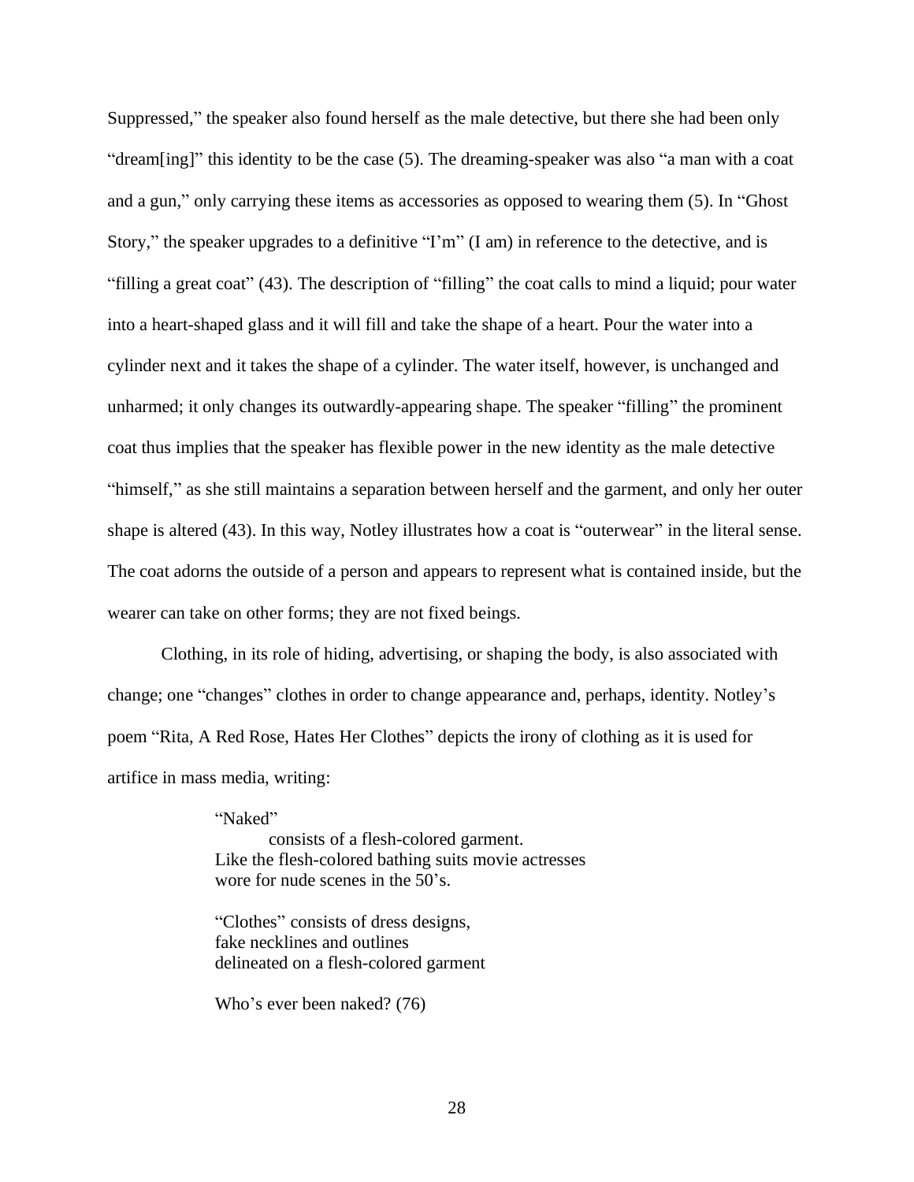Suppressed," the speaker also found herself as the male detective, but there she had been only "dream[ing]" this identity to be the case (5). The dreaming-speaker was also "a man with a coat and a gun," only carrying these items as accessories as opposed to wearing them (5). In "Ghost Story," the speaker upgrades to a definitive "I'm" (I am) in reference to the detective, and is "filling a great coat" (43). The description of "filling" the coat calls to mind a liquid; pour water into a heart-shaped glass and it will fill and take the shape of a heart. Pour the water into a cylinder next and it takes the shape of a cylinder. The water itself, however, is unchanged and unharmed; it only changes its outwardly-appearing shape. The speaker "filling" the prominent coat thus implies that the speaker has flexible power in the new identity as the male detective "himself," as she still maintains a separation between herself and the garment, and only her outer shape is altered (43). In this way, Notley illustrates how a coat is "outerwear" in the literal sense. The coat adorns the outside of a person and appears to represent what is contained inside, but the wearer can take on other forms; they are not fixed beings.

Clothing, in its role of hiding, advertising, or shaping the body, is also associated with change; one "changes" clothes in order to change appearance and, perhaps, identity. Notley's poem "Rita, A Red Rose, Hates Her Clothes" depicts the irony of clothing as it is used for artifice in mass media, writing:

> "Naked"
> consists of a flesh-colored garment.
> Like the flesh-colored bathing suits movie actresses
> wore for nude scenes in the 50's.
>
> "Clothes" consists of dress designs,
> fake necklines and outlines
> delineated on a flesh-colored garment
>
> Who's ever been naked? (76)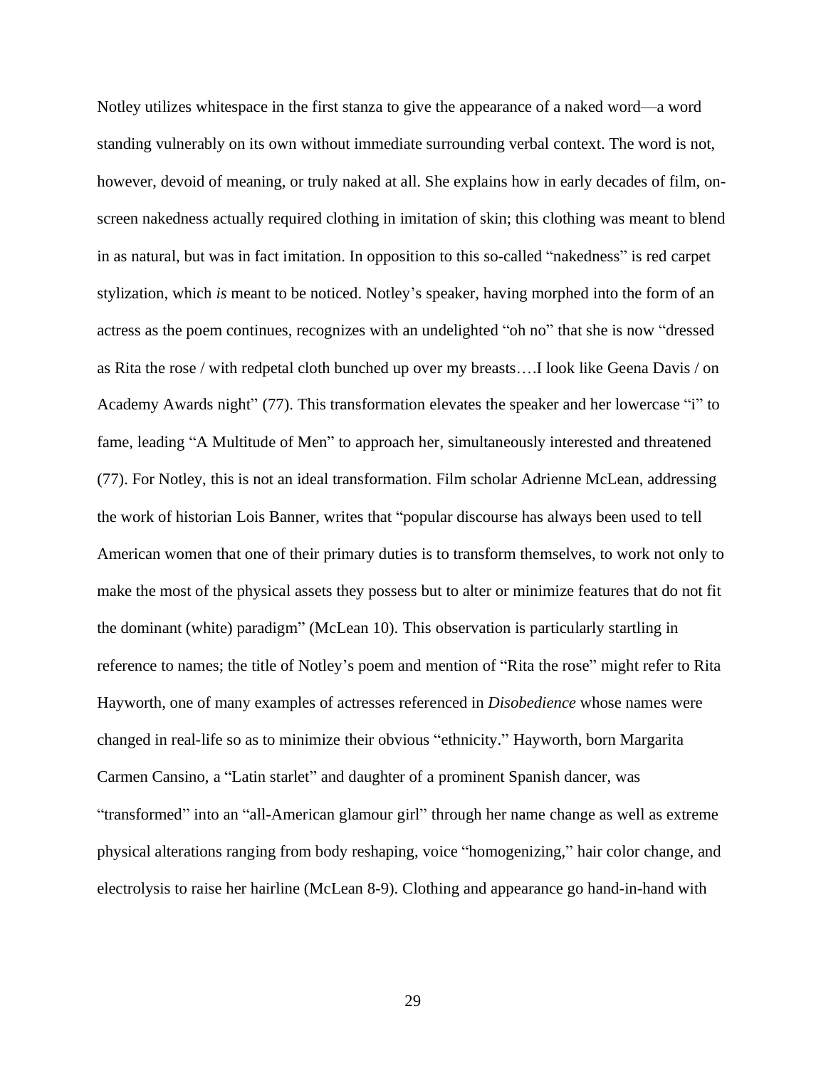Notley utilizes whitespace in the first stanza to give the appearance of a naked word—a word standing vulnerably on its own without immediate surrounding verbal context. The word is not, however, devoid of meaning, or truly naked at all. She explains how in early decades of film, on-screen nakedness actually required clothing in imitation of skin; this clothing was meant to blend in as natural, but was in fact imitation. In opposition to this so-called "nakedness" is red carpet stylization, which *is* meant to be noticed. Notley's speaker, having morphed into the form of an actress as the poem continues, recognizes with an undelighted "oh no" that she is now "dressed as Rita the rose / with redpetal cloth bunched up over my breasts….I look like Geena Davis / on Academy Awards night" (77). This transformation elevates the speaker and her lowercase "i" to fame, leading "A Multitude of Men" to approach her, simultaneously interested and threatened (77). For Notley, this is not an ideal transformation. Film scholar Adrienne McLean, addressing the work of historian Lois Banner, writes that "popular discourse has always been used to tell American women that one of their primary duties is to transform themselves, to work not only to make the most of the physical assets they possess but to alter or minimize features that do not fit the dominant (white) paradigm" (McLean 10). This observation is particularly startling in reference to names; the title of Notley's poem and mention of "Rita the rose" might refer to Rita Hayworth, one of many examples of actresses referenced in *Disobedience* whose names were changed in real-life so as to minimize their obvious "ethnicity." Hayworth, born Margarita Carmen Cansino, a "Latin starlet" and daughter of a prominent Spanish dancer, was "transformed" into an "all-American glamour girl" through her name change as well as extreme physical alterations ranging from body reshaping, voice "homogenizing," hair color change, and electrolysis to raise her hairline (McLean 8-9). Clothing and appearance go hand-in-hand with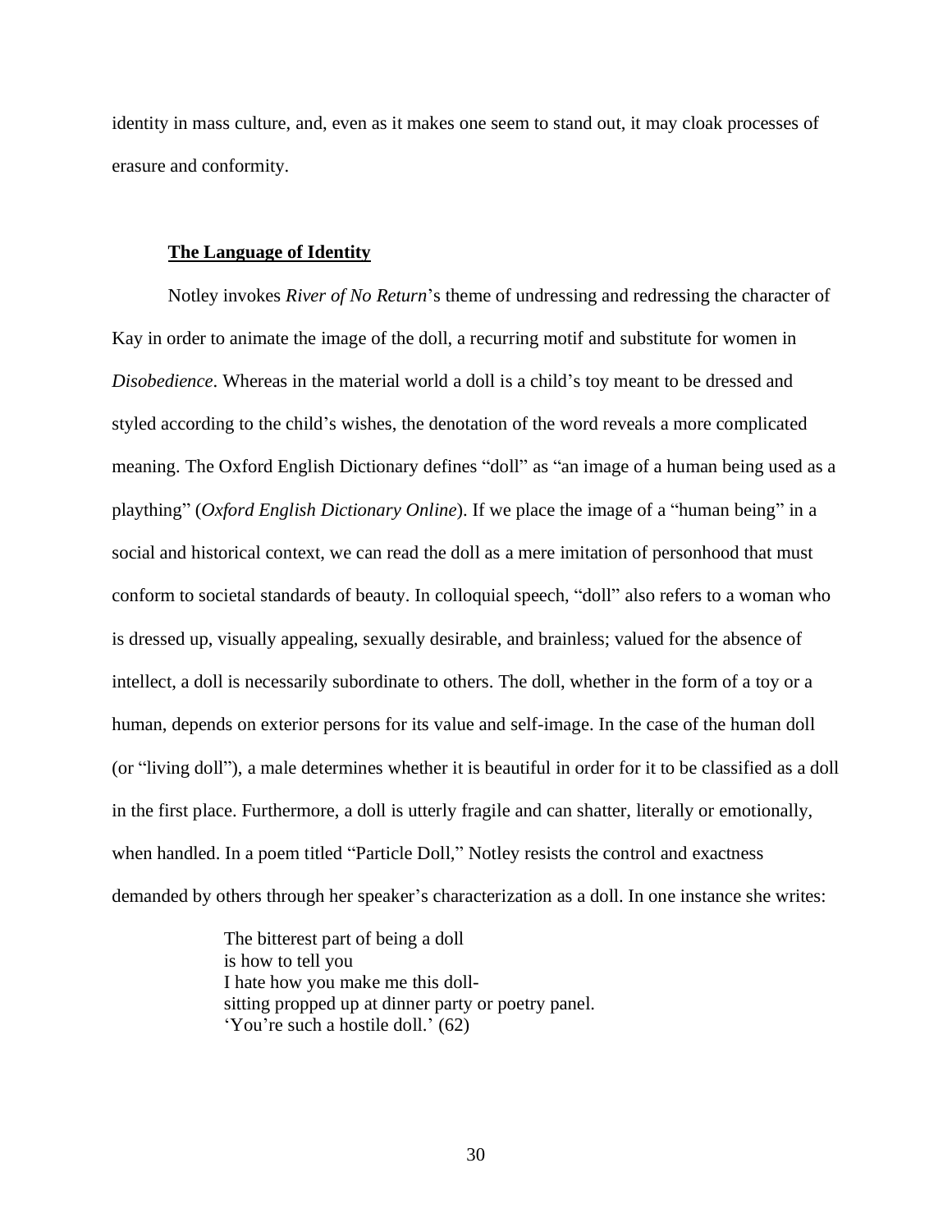identity in mass culture, and, even as it makes one seem to stand out, it may cloak processes of erasure and conformity.

## **The Language of Identity**

Notley invokes *River of No Return*'s theme of undressing and redressing the character of Kay in order to animate the image of the doll, a recurring motif and substitute for women in *Disobedience*. Whereas in the material world a doll is a child's toy meant to be dressed and styled according to the child's wishes, the denotation of the word reveals a more complicated meaning. The Oxford English Dictionary defines "doll" as "an image of a human being used as a plaything" (*Oxford English Dictionary Online*). If we place the image of a "human being" in a social and historical context, we can read the doll as a mere imitation of personhood that must conform to societal standards of beauty. In colloquial speech, "doll" also refers to a woman who is dressed up, visually appealing, sexually desirable, and brainless; valued for the absence of intellect, a doll is necessarily subordinate to others. The doll, whether in the form of a toy or a human, depends on exterior persons for its value and self-image. In the case of the human doll (or "living doll"), a male determines whether it is beautiful in order for it to be classified as a doll in the first place. Furthermore, a doll is utterly fragile and can shatter, literally or emotionally, when handled. In a poem titled "Particle Doll," Notley resists the control and exactness demanded by others through her speaker's characterization as a doll. In one instance she writes:

> The bitterest part of being a doll  
> is how to tell you  
> I hate how you make me this doll-  
> sitting propped up at dinner party or poetry panel.  
> 'You're such a hostile doll.' (62)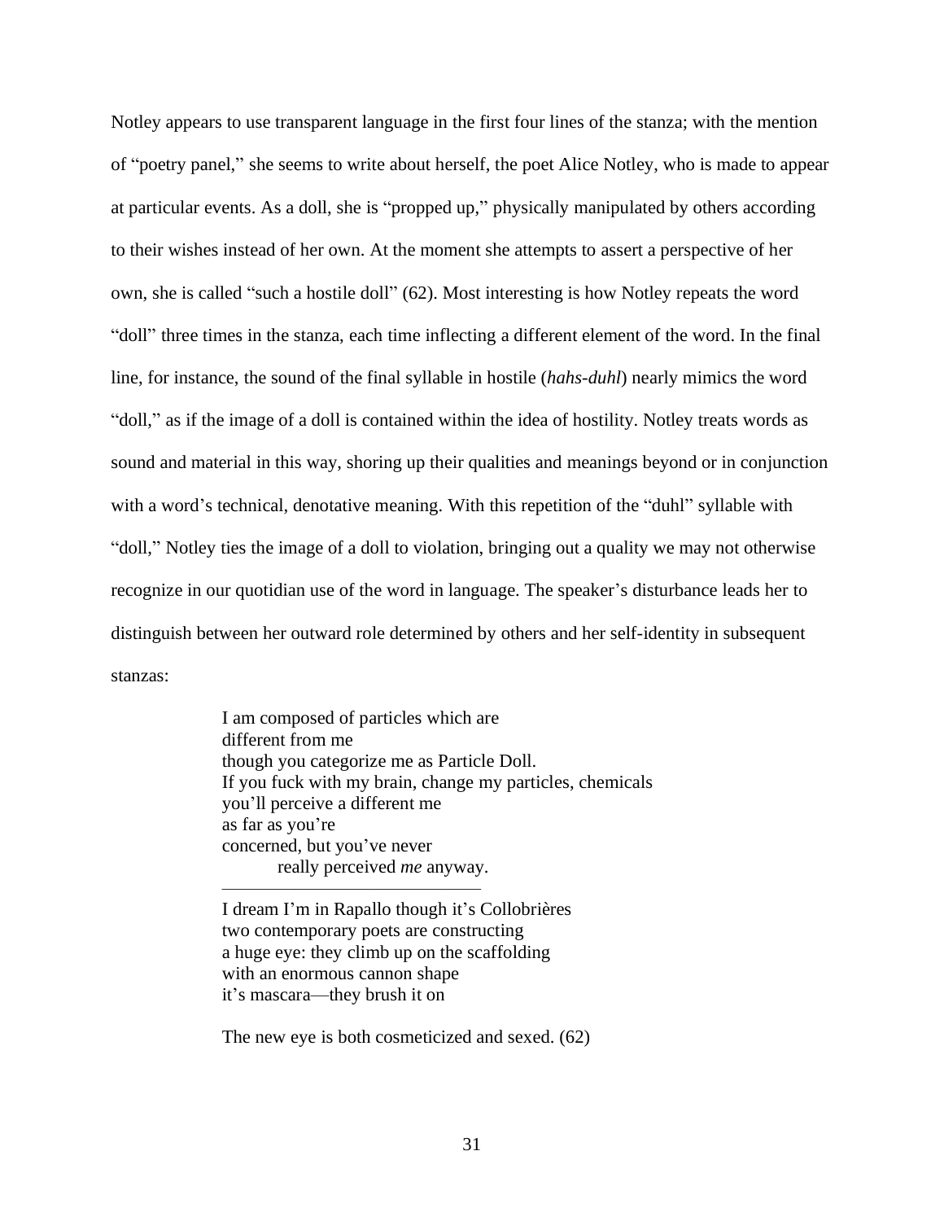Notley appears to use transparent language in the first four lines of the stanza; with the mention of "poetry panel," she seems to write about herself, the poet Alice Notley, who is made to appear at particular events. As a doll, she is "propped up," physically manipulated by others according to their wishes instead of her own. At the moment she attempts to assert a perspective of her own, she is called "such a hostile doll" (62). Most interesting is how Notley repeats the word "doll" three times in the stanza, each time inflecting a different element of the word. In the final line, for instance, the sound of the final syllable in hostile (*hahs-duhl*) nearly mimics the word "doll," as if the image of a doll is contained within the idea of hostility. Notley treats words as sound and material in this way, shoring up their qualities and meanings beyond or in conjunction with a word's technical, denotative meaning. With this repetition of the "duhl" syllable with "doll," Notley ties the image of a doll to violation, bringing out a quality we may not otherwise recognize in our quotidian use of the word in language. The speaker's disturbance leads her to distinguish between her outward role determined by others and her self-identity in subsequent stanzas:

> I am composed of particles which are
> different from me
> though you categorize me as Particle Doll.
> If you fuck with my brain, change my particles, chemicals
> you'll perceive a different me
> as far as you're
> concerned, but you've never
> &nbsp;&nbsp;&nbsp;&nbsp;&nbsp;&nbsp;&nbsp;&nbsp;really perceived *me* anyway.
>
> ---
>
> I dream I'm in Rapallo though it's Collobrières
> two contemporary poets are constructing
> a huge eye: they climb up on the scaffolding
> with an enormous cannon shape
> it's mascara—they brush it on
>
> The new eye is both cosmeticized and sexed. (62)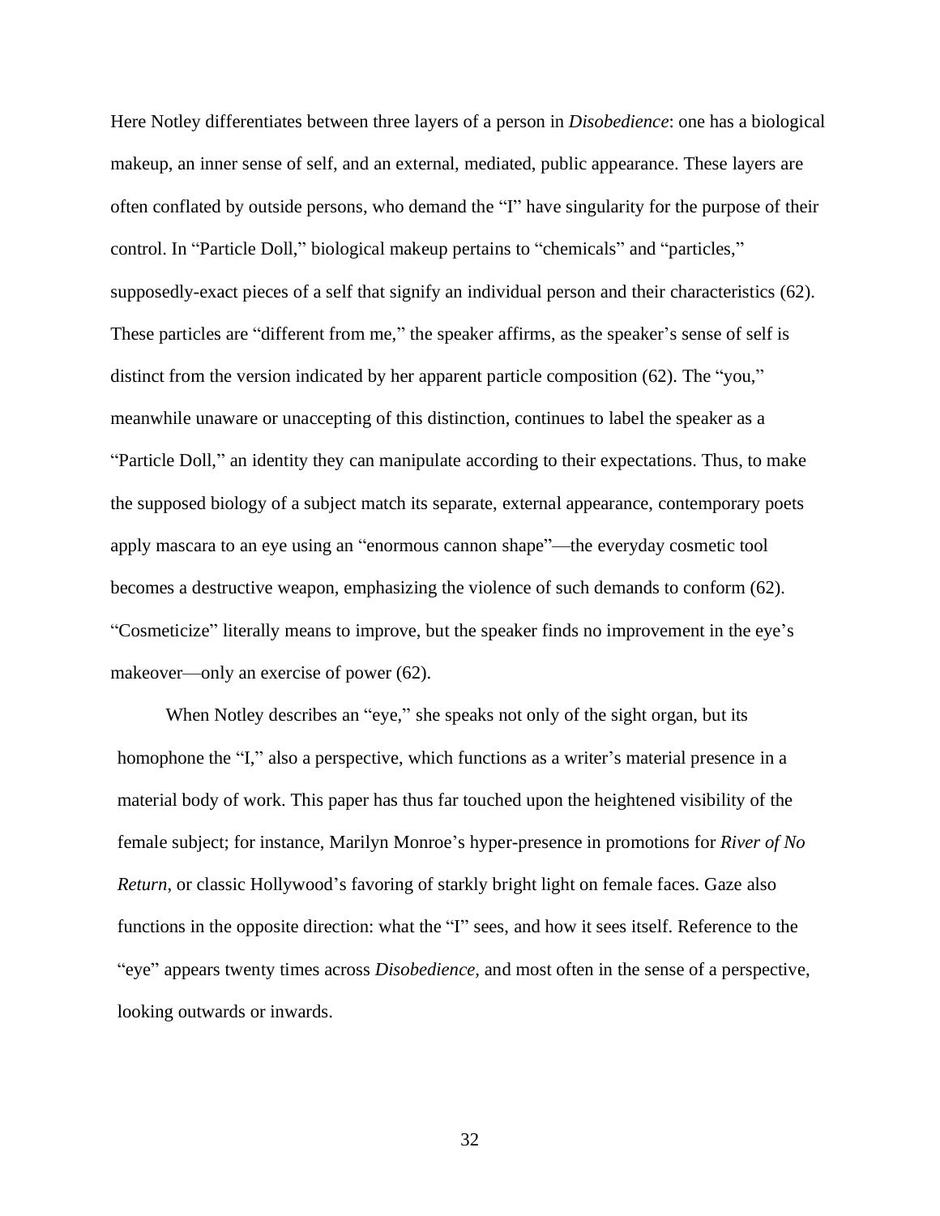Here Notley differentiates between three layers of a person in *Disobedience*: one has a biological makeup, an inner sense of self, and an external, mediated, public appearance. These layers are often conflated by outside persons, who demand the "I" have singularity for the purpose of their control. In "Particle Doll," biological makeup pertains to "chemicals" and "particles," supposedly-exact pieces of a self that signify an individual person and their characteristics (62). These particles are "different from me," the speaker affirms, as the speaker's sense of self is distinct from the version indicated by her apparent particle composition (62). The "you," meanwhile unaware or unaccepting of this distinction, continues to label the speaker as a "Particle Doll," an identity they can manipulate according to their expectations. Thus, to make the supposed biology of a subject match its separate, external appearance, contemporary poets apply mascara to an eye using an "enormous cannon shape"—the everyday cosmetic tool becomes a destructive weapon, emphasizing the violence of such demands to conform (62). "Cosmeticize" literally means to improve, but the speaker finds no improvement in the eye's makeover—only an exercise of power (62).

When Notley describes an "eye," she speaks not only of the sight organ, but its homophone the "I," also a perspective, which functions as a writer's material presence in a material body of work. This paper has thus far touched upon the heightened visibility of the female subject; for instance, Marilyn Monroe's hyper-presence in promotions for *River of No Return*, or classic Hollywood's favoring of starkly bright light on female faces. Gaze also functions in the opposite direction: what the "I" sees, and how it sees itself. Reference to the "eye" appears twenty times across *Disobedience*, and most often in the sense of a perspective, looking outwards or inwards.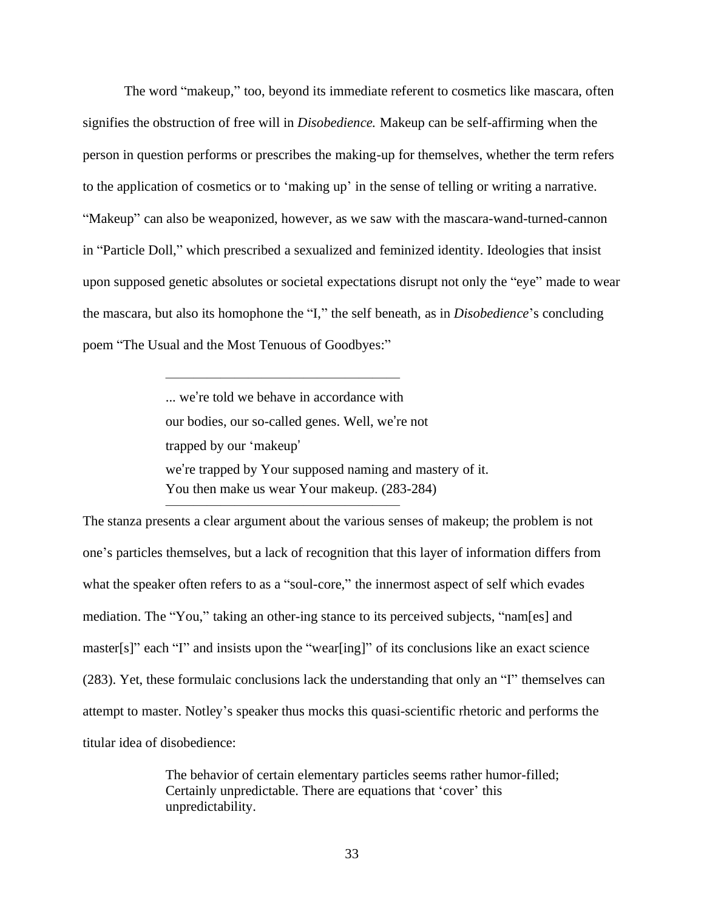The word "makeup," too, beyond its immediate referent to cosmetics like mascara, often signifies the obstruction of free will in *Disobedience.* Makeup can be self-affirming when the person in question performs or prescribes the making-up for themselves, whether the term refers to the application of cosmetics or to 'making up' in the sense of telling or writing a narrative. "Makeup" can also be weaponized, however, as we saw with the mascara-wand-turned-cannon in "Particle Doll," which prescribed a sexualized and feminized identity. Ideologies that insist upon supposed genetic absolutes or societal expectations disrupt not only the "eye" made to wear the mascara, but also its homophone the "I," the self beneath, as in *Disobedience*'s concluding poem "The Usual and the Most Tenuous of Goodbyes:"

---

> ... we're told we behave in accordance with
> our bodies, our so-called genes. Well, we're not
> trapped by our 'makeup'
> we're trapped by Your supposed naming and mastery of it.
> You then make us wear Your makeup. (283-284)

---

The stanza presents a clear argument about the various senses of makeup; the problem is not one's particles themselves, but a lack of recognition that this layer of information differs from what the speaker often refers to as a "soul-core," the innermost aspect of self which evades mediation. The "You," taking an other-ing stance to its perceived subjects, "nam[es] and master[s]" each "I" and insists upon the "wear[ing]" of its conclusions like an exact science (283). Yet, these formulaic conclusions lack the understanding that only an "I" themselves can attempt to master. Notley's speaker thus mocks this quasi-scientific rhetoric and performs the titular idea of disobedience:

> The behavior of certain elementary particles seems rather humor-filled;
> Certainly unpredictable. There are equations that 'cover' this
> unpredictability.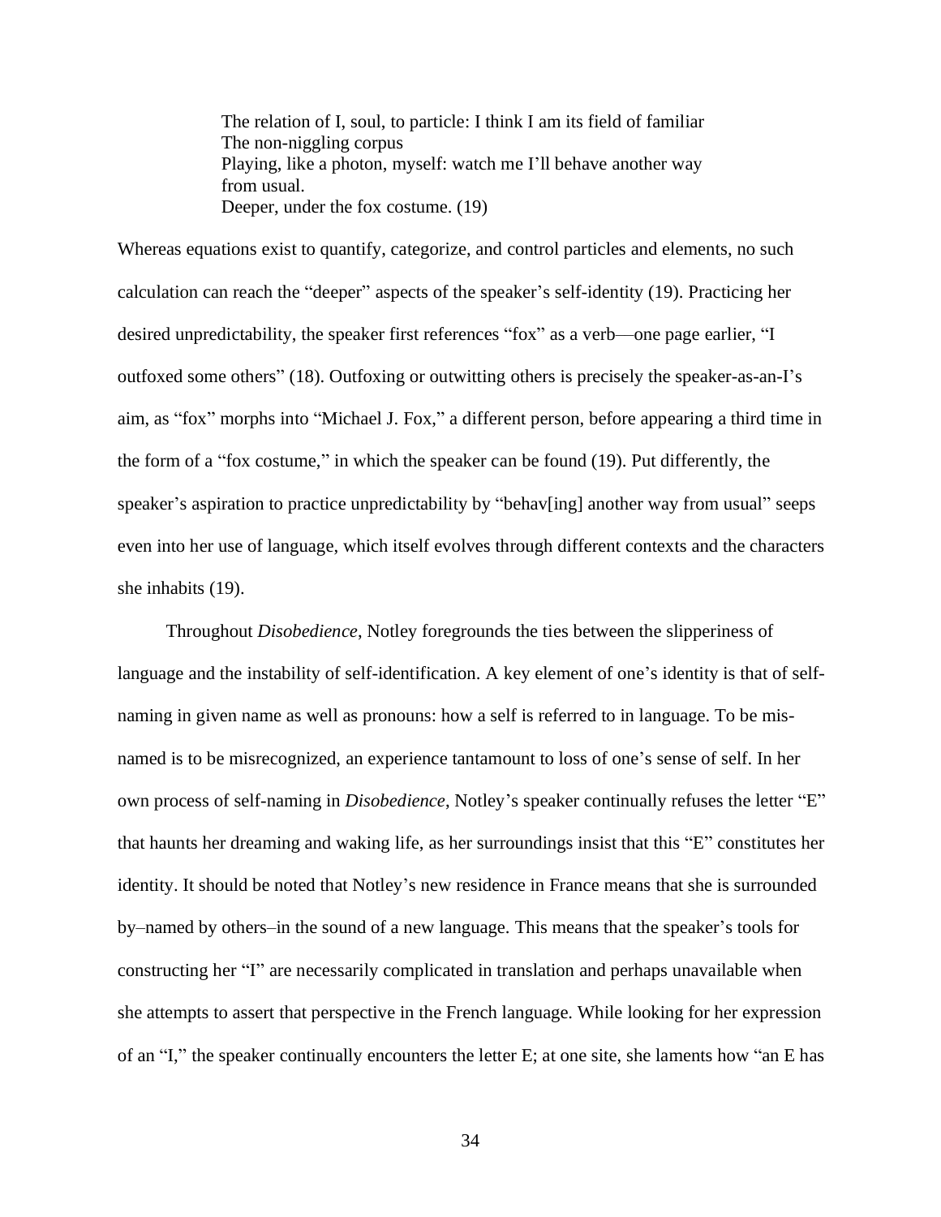> The relation of I, soul, to particle: I think I am its field of familiar
> The non-niggling corpus
> Playing, like a photon, myself: watch me I'll behave another way
> from usual.
> Deeper, under the fox costume. (19)

Whereas equations exist to quantify, categorize, and control particles and elements, no such calculation can reach the "deeper" aspects of the speaker's self-identity (19). Practicing her desired unpredictability, the speaker first references "fox" as a verb—one page earlier, "I outfoxed some others" (18). Outfoxing or outwitting others is precisely the speaker-as-an-I's aim, as "fox" morphs into "Michael J. Fox," a different person, before appearing a third time in the form of a "fox costume," in which the speaker can be found (19). Put differently, the speaker's aspiration to practice unpredictability by "behav[ing] another way from usual" seeps even into her use of language, which itself evolves through different contexts and the characters she inhabits (19).

Throughout *Disobedience*, Notley foregrounds the ties between the slipperiness of language and the instability of self-identification. A key element of one's identity is that of self-naming in given name as well as pronouns: how a self is referred to in language. To be mis-named is to be misrecognized, an experience tantamount to loss of one's sense of self. In her own process of self-naming in *Disobedience*, Notley's speaker continually refuses the letter "E" that haunts her dreaming and waking life, as her surroundings insist that this "E" constitutes her identity. It should be noted that Notley's new residence in France means that she is surrounded by–named by others–in the sound of a new language. This means that the speaker's tools for constructing her "I" are necessarily complicated in translation and perhaps unavailable when she attempts to assert that perspective in the French language. While looking for her expression of an "I," the speaker continually encounters the letter E; at one site, she laments how "an E has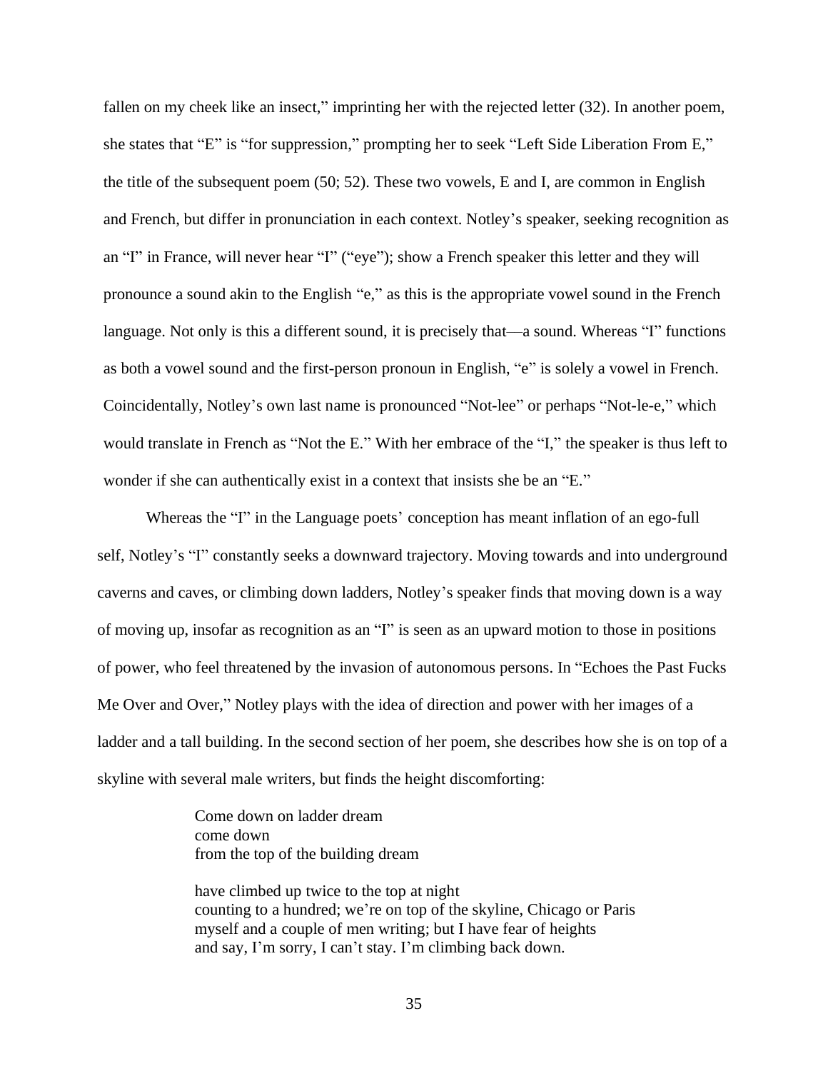fallen on my cheek like an insect," imprinting her with the rejected letter (32). In another poem, she states that "E" is "for suppression," prompting her to seek "Left Side Liberation From E," the title of the subsequent poem (50; 52). These two vowels, E and I, are common in English and French, but differ in pronunciation in each context. Notley's speaker, seeking recognition as an "I" in France, will never hear "I" ("eye"); show a French speaker this letter and they will pronounce a sound akin to the English "e," as this is the appropriate vowel sound in the French language. Not only is this a different sound, it is precisely that—a sound. Whereas "I" functions as both a vowel sound and the first-person pronoun in English, "e" is solely a vowel in French. Coincidentally, Notley's own last name is pronounced "Not-lee" or perhaps "Not-le-e," which would translate in French as "Not the E." With her embrace of the "I," the speaker is thus left to wonder if she can authentically exist in a context that insists she be an "E."

Whereas the "I" in the Language poets' conception has meant inflation of an ego-full self, Notley's "I" constantly seeks a downward trajectory. Moving towards and into underground caverns and caves, or climbing down ladders, Notley's speaker finds that moving down is a way of moving up, insofar as recognition as an "I" is seen as an upward motion to those in positions of power, who feel threatened by the invasion of autonomous persons. In "Echoes the Past Fucks Me Over and Over," Notley plays with the idea of direction and power with her images of a ladder and a tall building. In the second section of her poem, she describes how she is on top of a skyline with several male writers, but finds the height discomforting:

> Come down on ladder dream
> come down
> from the top of the building dream
>
> have climbed up twice to the top at night
> counting to a hundred; we're on top of the skyline, Chicago or Paris
> myself and a couple of men writing; but I have fear of heights
> and say, I'm sorry, I can't stay. I'm climbing back down.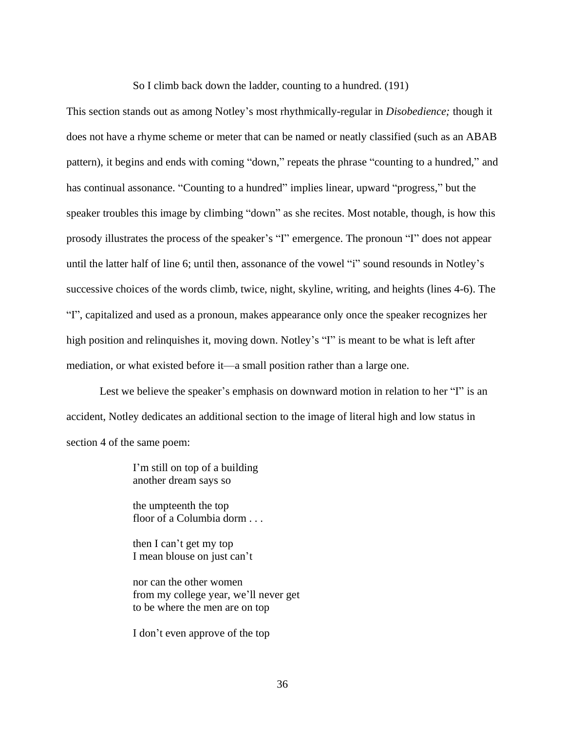So I climb back down the ladder, counting to a hundred. (191)

This section stands out as among Notley's most rhythmically-regular in *Disobedience;* though it does not have a rhyme scheme or meter that can be named or neatly classified (such as an ABAB pattern), it begins and ends with coming "down," repeats the phrase "counting to a hundred," and has continual assonance. "Counting to a hundred" implies linear, upward "progress," but the speaker troubles this image by climbing "down" as she recites. Most notable, though, is how this prosody illustrates the process of the speaker's "I" emergence. The pronoun "I" does not appear until the latter half of line 6; until then, assonance of the vowel "i" sound resounds in Notley's successive choices of the words climb, twice, night, skyline, writing, and heights (lines 4-6). The "I", capitalized and used as a pronoun, makes appearance only once the speaker recognizes her high position and relinquishes it, moving down. Notley's "I" is meant to be what is left after mediation, or what existed before it—a small position rather than a large one.

Lest we believe the speaker's emphasis on downward motion in relation to her "I" is an accident, Notley dedicates an additional section to the image of literal high and low status in section 4 of the same poem:

> I'm still on top of a building
> another dream says so
>
> the umpteenth the top
> floor of a Columbia dorm . . .
>
> then I can't get my top
> I mean blouse on just can't
>
> nor can the other women
> from my college year, we'll never get
> to be where the men are on top
>
> I don't even approve of the top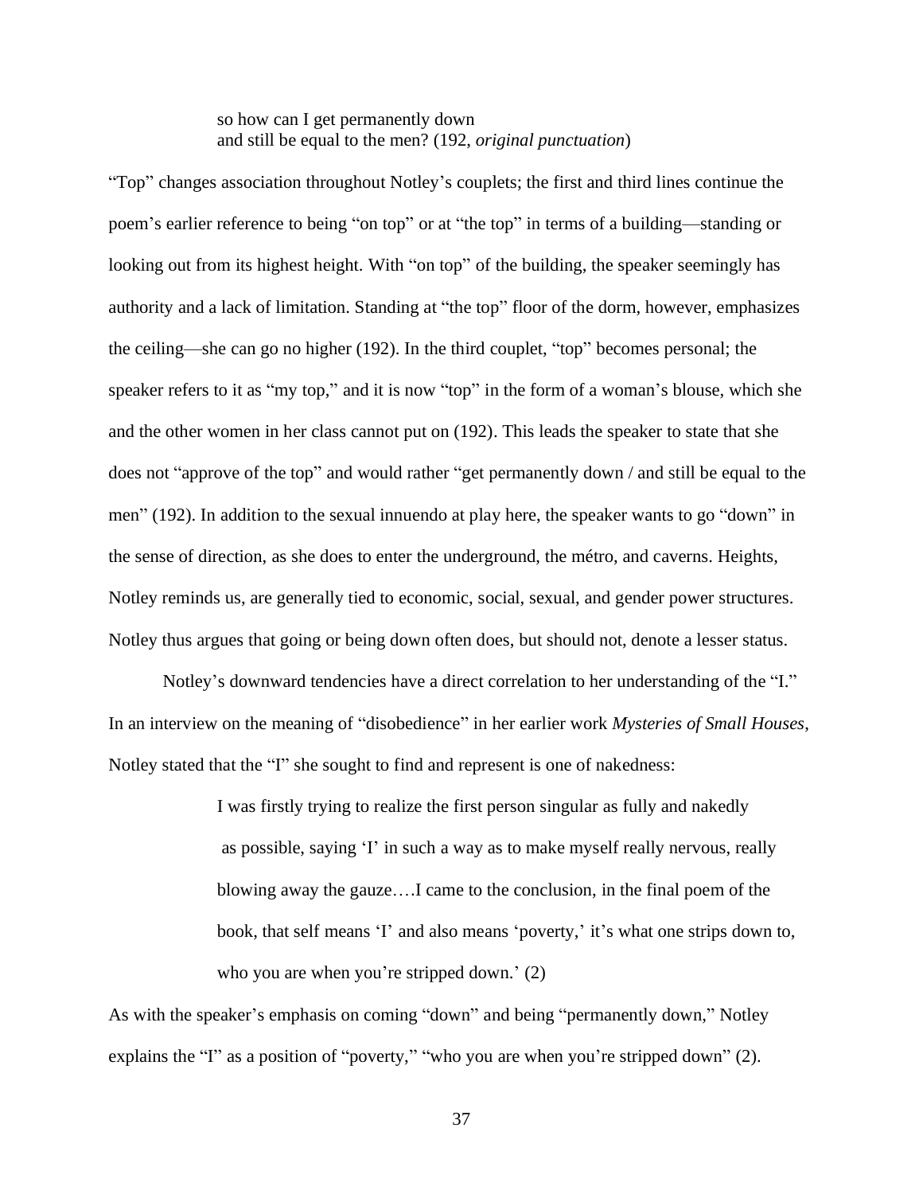> so how can I get permanently down
> and still be equal to the men? (192, *original punctuation*)

"Top" changes association throughout Notley's couplets; the first and third lines continue the poem's earlier reference to being "on top" or at "the top" in terms of a building—standing or looking out from its highest height. With "on top" of the building, the speaker seemingly has authority and a lack of limitation. Standing at "the top" floor of the dorm, however, emphasizes the ceiling—she can go no higher (192). In the third couplet, "top" becomes personal; the speaker refers to it as "my top," and it is now "top" in the form of a woman's blouse, which she and the other women in her class cannot put on (192). This leads the speaker to state that she does not "approve of the top" and would rather "get permanently down / and still be equal to the men" (192). In addition to the sexual innuendo at play here, the speaker wants to go "down" in the sense of direction, as she does to enter the underground, the métro, and caverns. Heights, Notley reminds us, are generally tied to economic, social, sexual, and gender power structures. Notley thus argues that going or being down often does, but should not, denote a lesser status.

Notley's downward tendencies have a direct correlation to her understanding of the "I." In an interview on the meaning of "disobedience" in her earlier work *Mysteries of Small Houses*, Notley stated that the "I" she sought to find and represent is one of nakedness:

> I was firstly trying to realize the first person singular as fully and nakedly as possible, saying 'I' in such a way as to make myself really nervous, really blowing away the gauze….I came to the conclusion, in the final poem of the book, that self means 'I' and also means 'poverty,' it's what one strips down to, who you are when you're stripped down.' (2)

As with the speaker's emphasis on coming "down" and being "permanently down," Notley explains the "I" as a position of "poverty," "who you are when you're stripped down" (2).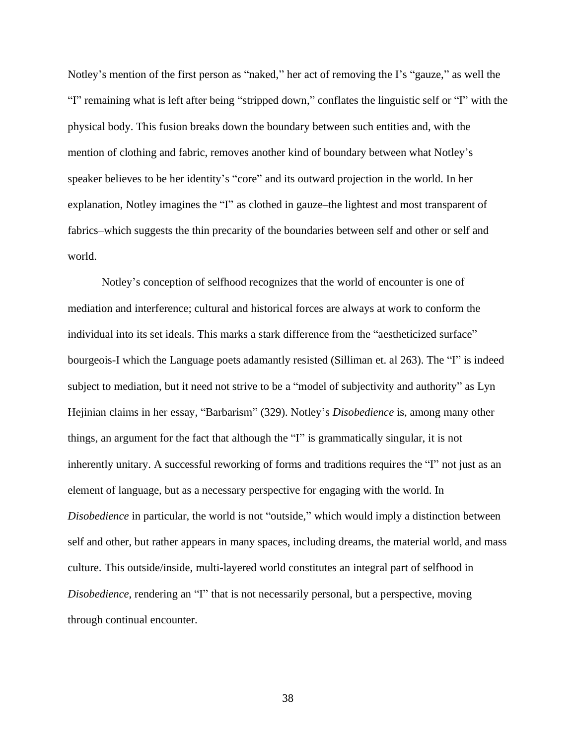Notley's mention of the first person as "naked," her act of removing the I's "gauze," as well the "I" remaining what is left after being "stripped down," conflates the linguistic self or "I" with the physical body. This fusion breaks down the boundary between such entities and, with the mention of clothing and fabric, removes another kind of boundary between what Notley's speaker believes to be her identity's "core" and its outward projection in the world. In her explanation, Notley imagines the "I" as clothed in gauze–the lightest and most transparent of fabrics–which suggests the thin precarity of the boundaries between self and other or self and world.

Notley's conception of selfhood recognizes that the world of encounter is one of mediation and interference; cultural and historical forces are always at work to conform the individual into its set ideals. This marks a stark difference from the "aestheticized surface" bourgeois-I which the Language poets adamantly resisted (Silliman et. al 263). The "I" is indeed subject to mediation, but it need not strive to be a "model of subjectivity and authority" as Lyn Hejinian claims in her essay, "Barbarism" (329). Notley's *Disobedience* is, among many other things, an argument for the fact that although the "I" is grammatically singular, it is not inherently unitary. A successful reworking of forms and traditions requires the "I" not just as an element of language, but as a necessary perspective for engaging with the world. In *Disobedience* in particular, the world is not "outside," which would imply a distinction between self and other, but rather appears in many spaces, including dreams, the material world, and mass culture. This outside/inside, multi-layered world constitutes an integral part of selfhood in *Disobedience*, rendering an "I" that is not necessarily personal, but a perspective, moving through continual encounter.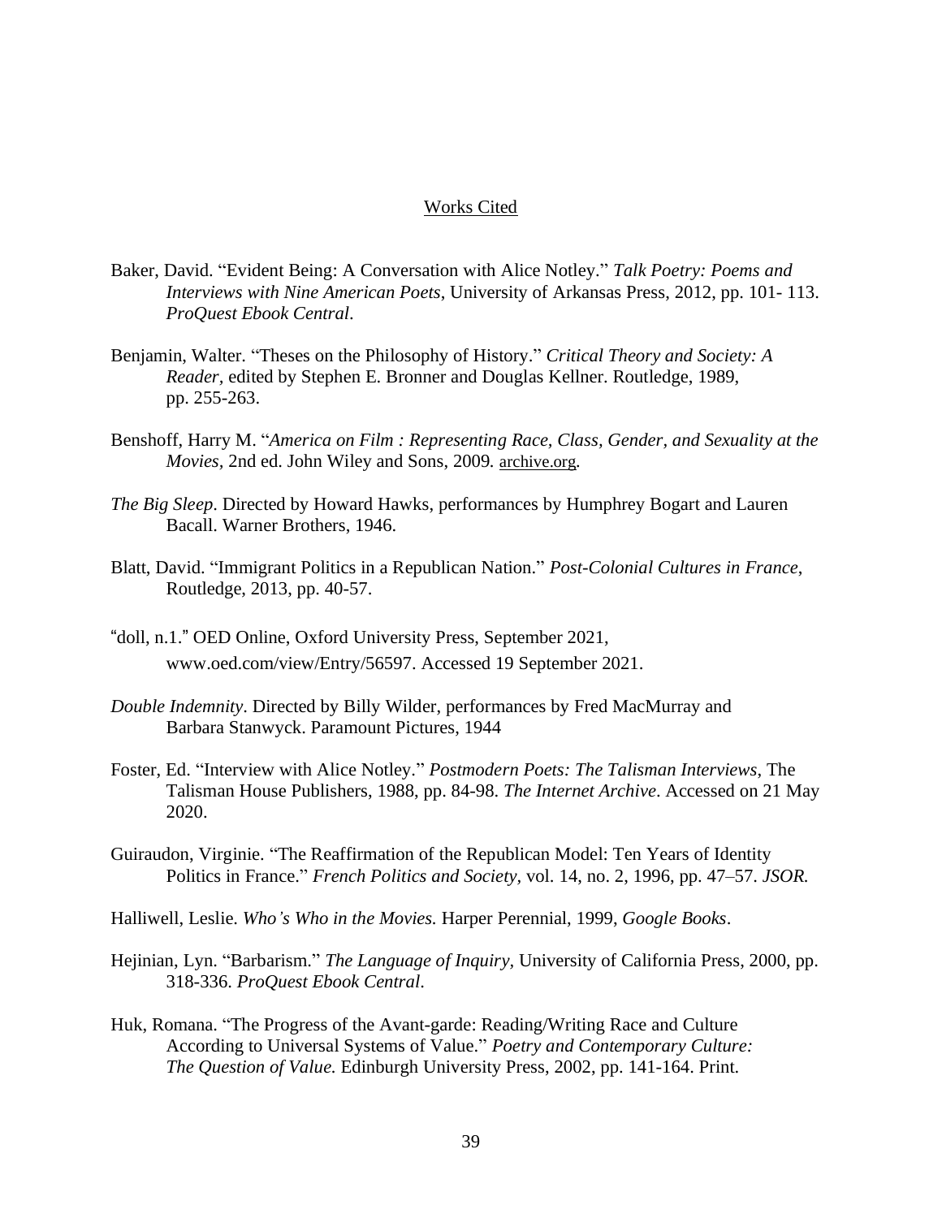## Works Cited

Baker, David. "Evident Being: A Conversation with Alice Notley." *Talk Poetry: Poems and Interviews with Nine American Poets*, University of Arkansas Press, 2012, pp. 101- 113. *ProQuest Ebook Central*.

Benjamin, Walter. "Theses on the Philosophy of History." *Critical Theory and Society: A Reader*, edited by Stephen E. Bronner and Douglas Kellner. Routledge, 1989, pp. 255-263.

Benshoff, Harry M. "*America on Film : Representing Race, Class, Gender, and Sexuality at the Movies,* 2nd ed. John Wiley and Sons, 2009. archive.org.

*The Big Sleep*. Directed by Howard Hawks, performances by Humphrey Bogart and Lauren Bacall. Warner Brothers, 1946.

Blatt, David. "Immigrant Politics in a Republican Nation." *Post-Colonial Cultures in France*, Routledge, 2013, pp. 40-57.

"doll, n.1." OED Online, Oxford University Press, September 2021, www.oed.com/view/Entry/56597. Accessed 19 September 2021.

*Double Indemnity*. Directed by Billy Wilder, performances by Fred MacMurray and Barbara Stanwyck. Paramount Pictures, 1944

Foster, Ed. "Interview with Alice Notley." *Postmodern Poets: The Talisman Interviews*, The Talisman House Publishers, 1988, pp. 84-98. *The Internet Archive*. Accessed on 21 May 2020.

Guiraudon, Virginie. "The Reaffirmation of the Republican Model: Ten Years of Identity Politics in France." *French Politics and Society,* vol. 14, no. 2, 1996, pp. 47–57. *JSOR.*

Halliwell, Leslie. *Who's Who in the Movies.* Harper Perennial, 1999, *Google Books*.

Hejinian, Lyn. "Barbarism." *The Language of Inquiry,* University of California Press, 2000, pp. 318-336. *ProQuest Ebook Central*.

Huk, Romana. "The Progress of the Avant-garde: Reading/Writing Race and Culture According to Universal Systems of Value." *Poetry and Contemporary Culture: The Question of Value.* Edinburgh University Press, 2002, pp. 141-164. Print.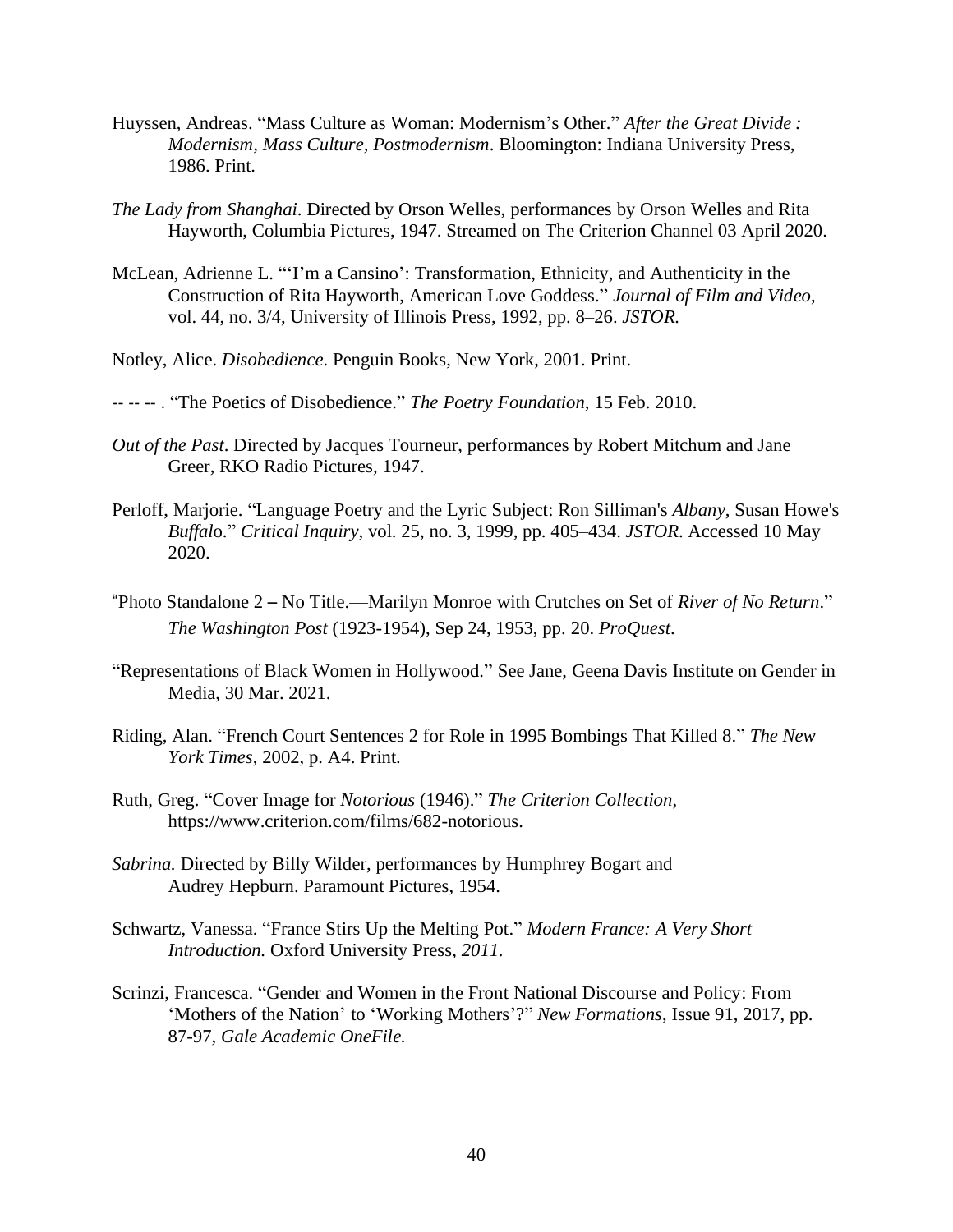Huyssen, Andreas. “Mass Culture as Woman: Modernism’s Other.” *After the Great Divide : Modernism, Mass Culture, Postmodernism*. Bloomington: Indiana University Press, 1986. Print.

*The Lady from Shanghai*. Directed by Orson Welles, performances by Orson Welles and Rita Hayworth, Columbia Pictures, 1947. Streamed on The Criterion Channel 03 April 2020.

McLean, Adrienne L. “‘I’m a Cansino’: Transformation, Ethnicity, and Authenticity in the Construction of Rita Hayworth, American Love Goddess.” *Journal of Film and Video*, vol. 44, no. 3/4, University of Illinois Press, 1992, pp. 8–26. *JSTOR.*

Notley, Alice. *Disobedience*. Penguin Books, New York, 2001. Print.

-- -- -- . “The Poetics of Disobedience.” *The Poetry Foundation*, 15 Feb. 2010.

*Out of the Past*. Directed by Jacques Tourneur, performances by Robert Mitchum and Jane Greer, RKO Radio Pictures, 1947.

Perloff, Marjorie. “Language Poetry and the Lyric Subject: Ron Silliman's *Albany*, Susan Howe's *Buffalo*.” *Critical Inquiry*, vol. 25, no. 3, 1999, pp. 405–434. *JSTOR*. Accessed 10 May 2020.

“Photo Standalone 2 – No Title.—Marilyn Monroe with Crutches on Set of *River of No Return*.” *The Washington Post* (1923-1954), Sep 24, 1953, pp. 20. *ProQuest*.

“Representations of Black Women in Hollywood.” See Jane, Geena Davis Institute on Gender in Media, 30 Mar. 2021.

Riding, Alan. “French Court Sentences 2 for Role in 1995 Bombings That Killed 8.” *The New York Times*, 2002, p. A4. Print.

Ruth, Greg. “Cover Image for *Notorious* (1946).” *The Criterion Collection*, https://www.criterion.com/films/682-notorious.

*Sabrina.* Directed by Billy Wilder, performances by Humphrey Bogart and Audrey Hepburn. Paramount Pictures, 1954.

Schwartz, Vanessa. “France Stirs Up the Melting Pot.” *Modern France: A Very Short Introduction.* Oxford University Press, *2011.*

Scrinzi, Francesca. “Gender and Women in the Front National Discourse and Policy: From ‘Mothers of the Nation’ to ‘Working Mothers’?” *New Formations*, Issue 91, 2017, pp. 87-97, *Gale Academic OneFile.*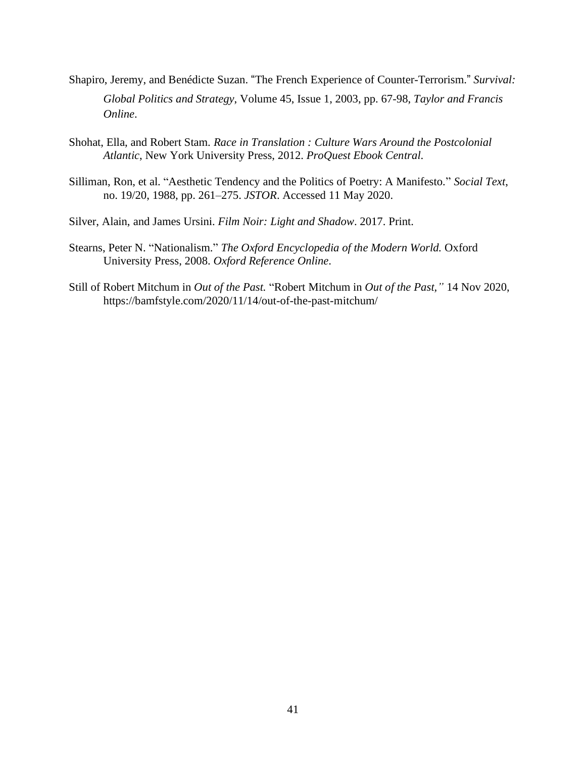Shapiro, Jeremy, and Benédicte Suzan. "The French Experience of Counter-Terrorism." *Survival: Global Politics and Strategy*, Volume 45, Issue 1, 2003, pp. 67-98, *Taylor and Francis Online*.

Shohat, Ella, and Robert Stam. *Race in Translation : Culture Wars Around the Postcolonial Atlantic*, New York University Press, 2012. *ProQuest Ebook Central*.

Silliman, Ron, et al. "Aesthetic Tendency and the Politics of Poetry: A Manifesto." *Social Text*, no. 19/20, 1988, pp. 261–275. *JSTOR*. Accessed 11 May 2020.

Silver, Alain, and James Ursini. *Film Noir: Light and Shadow*. 2017. Print.

Stearns, Peter N. "Nationalism." *The Oxford Encyclopedia of the Modern World.* Oxford University Press, 2008. *Oxford Reference Online*.

Still of Robert Mitchum in *Out of the Past.* "Robert Mitchum in *Out of the Past,"* 14 Nov 2020, https://bamfstyle.com/2020/11/14/out-of-the-past-mitchum/